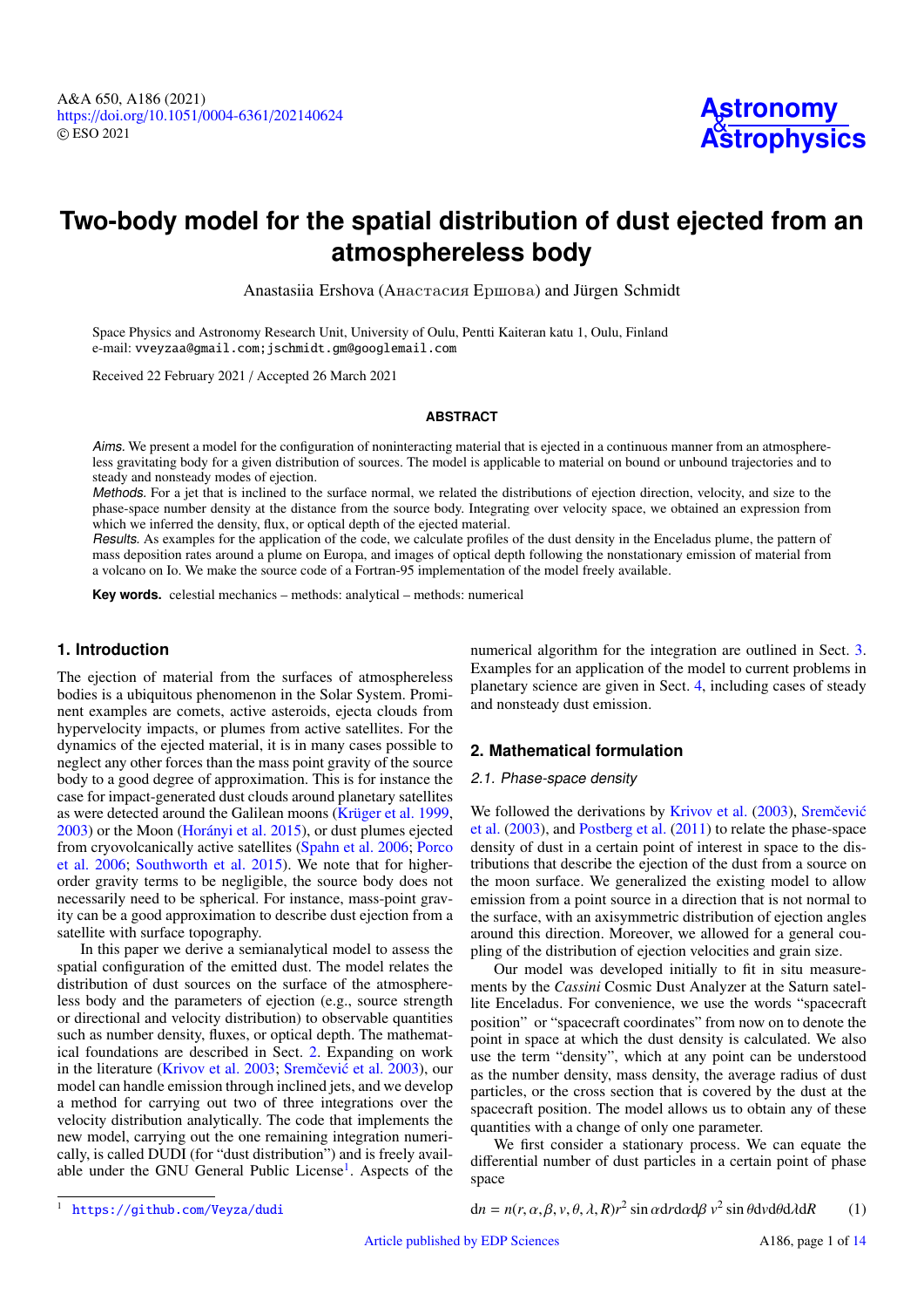# Two-body model for the spatial distribution of dust ejected from an atmosphereless body

Anastasiia Ershova (Анастасия Ершова) and Jürgen Schmidt

Space Physics and Astronomy Research Unit, University of Oulu, Pentti Kaiteran katu 1, Oulu, Finland
e-mail: vveyzaa@gmail.com;jschmidt.gm@googlemail.com

Received 22 February 2021 / Accepted 26 March 2021

## ABSTRACT

*Aims.* We present a model for the configuration of noninteracting material that is ejected in a continuous manner from an atmosphereless gravitating body for a given distribution of sources. The model is applicable to material on bound or unbound trajectories and to steady and nonsteady modes of ejection.

*Methods.* For a jet that is inclined to the surface normal, we related the distributions of ejection direction, velocity, and size to the phase-space number density at the distance from the source body. Integrating over velocity space, we obtained an expression from which we inferred the density, flux, or optical depth of the ejected material.

*Results.* As examples for the application of the code, we calculate profiles of the dust density in the Enceladus plume, the pattern of mass deposition rates around a plume on Europa, and images of optical depth following the nonstationary emission of material from a volcano on Io. We make the source code of a Fortran-95 implementation of the model freely available.

**Key words.** celestial mechanics – methods: analytical – methods: numerical

## 1. Introduction

The ejection of material from the surfaces of atmosphereless bodies is a ubiquitous phenomenon in the Solar System. Prominent examples are comets, active asteroids, ejecta clouds from hypervelocity impacts, or plumes from active satellites. For the dynamics of the ejected material, it is in many cases possible to neglect any other forces than the mass point gravity of the source body to a good degree of approximation. This is for instance the case for impact-generated dust clouds around planetary satellites as were detected around the Galilean moons (Krüger et al. 1999, 2003) or the Moon (Horányi et al. 2015), or dust plumes ejected from cryovolcanically active satellites (Spahn et al. 2006; Porco et al. 2006; Southworth et al. 2015). We note that for higher-order gravity terms to be negligible, the source body does not necessarily need to be spherical. For instance, mass-point gravity can be a good approximation to describe dust ejection from a satellite with surface topography.

In this paper we derive a semianalytical model to assess the spatial configuration of the emitted dust. The model relates the distribution of dust sources on the surface of the atmosphereless body and the parameters of ejection (e.g., source strength or directional and velocity distribution) to observable quantities such as number density, fluxes, or optical depth. The mathematical foundations are described in Sect. 2. Expanding on work in the literature (Krivov et al. 2003; Sremčević et al. 2003), our model can handle emission through inclined jets, and we develop a method for carrying out two of three integrations over the velocity distribution analytically. The code that implements the new model, carrying out the one remaining integration numerically, is called DUDI (for "dust distribution") and is freely available under the GNU General Public License[1]. Aspects of the numerical algorithm for the integration are outlined in Sect. 3. Examples for an application of the model to current problems in planetary science are given in Sect. 4, including cases of steady and nonsteady dust emission.

[1] https://github.com/Veyza/dudi

## 2. Mathematical formulation

### 2.1. Phase-space density

We followed the derivations by Krivov et al. (2003), Sremčević et al. (2003), and Postberg et al. (2011) to relate the phase-space density of dust in a certain point of interest in space to the distributions that describe the ejection of the dust from a source on the moon surface. We generalized the existing model to allow emission from a point source in a direction that is not normal to the surface, with an axisymmetric distribution of ejection angles around this direction. Moreover, we allowed for a general coupling of the distribution of ejection velocities and grain size.

Our model was developed initially to fit in situ measurements by the *Cassini* Cosmic Dust Analyzer at the Saturn satellite Enceladus. For convenience, we use the words "spacecraft position" or "spacecraft coordinates" from now on to denote the point in space at which the dust density is calculated. We also use the term "density", which at any point can be understood as the number density, mass density, the average radius of dust particles, or the cross section that is covered by the dust at the spacecraft position. The model allows us to obtain any of these quantities with a change of only one parameter.

We first consider a stationary process. We can equate the differential number of dust particles in a certain point of phase space

$$dn = n(r, \alpha, \beta, v, \theta, \lambda, R) r^2 \sin\alpha \, dr d\alpha d\beta \; v^2 \sin\theta dv d\theta d\lambda dR \qquad (1)$$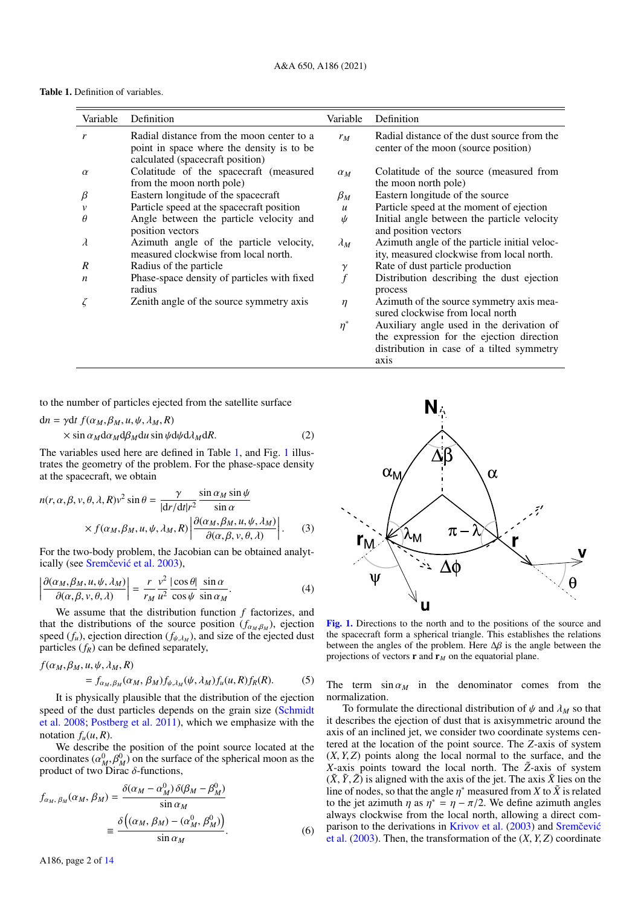**Table 1.** Definition of variables.

| Variable | Definition | Variable | Definition |
|---|---|---|---|
| $r$ | Radial distance from the moon center to a point in space where the density is to be calculated (spacecraft position) | $r_M$ | Radial distance of the dust source from the center of the moon (source position) |
| $\alpha$ | Colatitude of the spacecraft (measured from the moon north pole) | $\alpha_M$ | Colatitude of the source (measured from the moon north pole) |
| $\beta$ | Eastern longitude of the spacecraft | $\beta_M$ | Eastern longitude of the source |
| $v$ | Particle speed at the spacecraft position | $u$ | Particle speed at the moment of ejection |
| $\theta$ | Angle between the particle velocity and position vectors | $\psi$ | Initial angle between the particle velocity and position vectors |
| $\lambda$ | Azimuth angle of the particle velocity, measured clockwise from local north. | $\lambda_M$ | Azimuth angle of the particle initial velocity, measured clockwise from local north. |
| $R$ | Radius of the particle | $\gamma$ | Rate of dust particle production |
| $n$ | Phase-space density of particles with fixed radius | $f$ | Distribution describing the dust ejection process |
| $\zeta$ | Zenith angle of the source symmetry axis | $\eta$ | Azimuth of the source symmetry axis measured clockwise from local north |
| | | $\eta^*$ | Auxiliary angle used in the derivation of the expression for the ejection direction distribution in case of a tilted symmetry axis |

to the number of particles ejected from the satellite surface

$$
\begin{aligned}
\mathrm{d}n = {} & \gamma \mathrm{d}t\, f(\alpha_M, \beta_M, u, \psi, \lambda_M, R) \\
& \times \sin\alpha_M \mathrm{d}\alpha_M \mathrm{d}\beta_M \mathrm{d}u \sin\psi \mathrm{d}\psi \mathrm{d}\lambda_M \mathrm{d}R.
\end{aligned} \tag{2}
$$

The variables used here are defined in Table 1, and Fig. 1 illustrates the geometry of the problem. For the phase-space density at the spacecraft, we obtain

$$
\begin{aligned}
n(r, \alpha, \beta, v, \theta, \lambda, R) v^2 \sin\theta = {} & \frac{\gamma}{|\mathrm{d}r/\mathrm{d}t| r^2} \frac{\sin\alpha_M \sin\psi}{\sin\alpha} \\
& \times f(\alpha_M, \beta_M, u, \psi, \lambda_M, R) \left| \frac{\partial(\alpha_M, \beta_M, u, \psi, \lambda_M)}{\partial(\alpha, \beta, v, \theta, \lambda)} \right|.
\end{aligned} \tag{3}
$$

For the two-body problem, the Jacobian can be obtained analytically (see Sremčević et al. 2003),

$$
\left| \frac{\partial(\alpha_M, \beta_M, u, \psi, \lambda_M)}{\partial(\alpha, \beta, v, \theta, \lambda)} \right| = \frac{r}{r_M} \frac{v^2}{u^2} \frac{|\cos\theta|}{\cos\psi} \frac{\sin\alpha}{\sin\alpha_M}. \tag{4}
$$

We assume that the distribution function $f$ factorizes, and that the distributions of the source position ($f_{\alpha_M \beta_M}$), ejection speed ($f_u$), ejection direction ($f_{\psi,\lambda_M}$), and size of the ejected dust particles ($f_R$) can be defined separately,

$$
\begin{aligned}
& f(\alpha_M, \beta_M, u, \psi, \lambda_M, R) \\
& \quad = f_{\alpha_M, \beta_M}(\alpha_M, \beta_M) f_{\psi, \lambda_M}(\psi, \lambda_M) f_u(u, R) f_R(R).
\end{aligned} \tag{5}
$$

It is physically plausible that the distribution of the ejection speed of the dust particles depends on the grain size (Schmidt et al. 2008; Postberg et al. 2011), which we emphasize with the notation $f_u(u, R)$.

We describe the position of the point source located at the coordinates $(\alpha_M^0, \beta_M^0)$ on the surface of the spherical moon as the product of two Dirac $\delta$-functions,

$$
\begin{aligned}
f_{\alpha_M, \beta_M}(\alpha_M, \beta_M) & = \frac{\delta(\alpha_M - \alpha_M^0)\, \delta(\beta_M - \beta_M^0)}{\sin\alpha_M} \\
& \equiv \frac{\delta\left((\alpha_M, \beta_M) - (\alpha_M^0, \beta_M^0)\right)}{\sin\alpha_M}.
\end{aligned} \tag{6}
$$

**Fig. 1.** Directions to the north and to the positions of the source and the spacecraft form a spherical triangle. This establishes the relations between the angles of the problem. Here $\Delta\beta$ is the angle between the projections of vectors $\mathbf{r}$ and $\mathbf{r}_M$ on the equatorial plane.

The term $\sin\alpha_M$ in the denominator comes from the normalization.

To formulate the directional distribution of $\psi$ and $\lambda_M$ so that it describes the ejection of dust that is axisymmetric around the axis of an inclined jet, we consider two coordinate systems centered at the location of the point source. The $Z$-axis of system $(X, Y, Z)$ points along the local normal to the surface, and the $X$-axis points toward the local north. The $\tilde{Z}$-axis of system $(\tilde{X}, \tilde{Y}, \tilde{Z})$ is aligned with the axis of the jet. The axis $\tilde{X}$ lies on the line of nodes, so that the angle $\eta^*$ measured from $X$ to $\tilde{X}$ is related to the jet azimuth $\eta$ as $\eta^* = \eta - \pi/2$. We define azimuth angles always clockwise from the local north, allowing a direct comparison to the derivations in Krivov et al. (2003) and Sremčević et al. (2003). Then, the transformation of the $(X, Y, Z)$ coordinate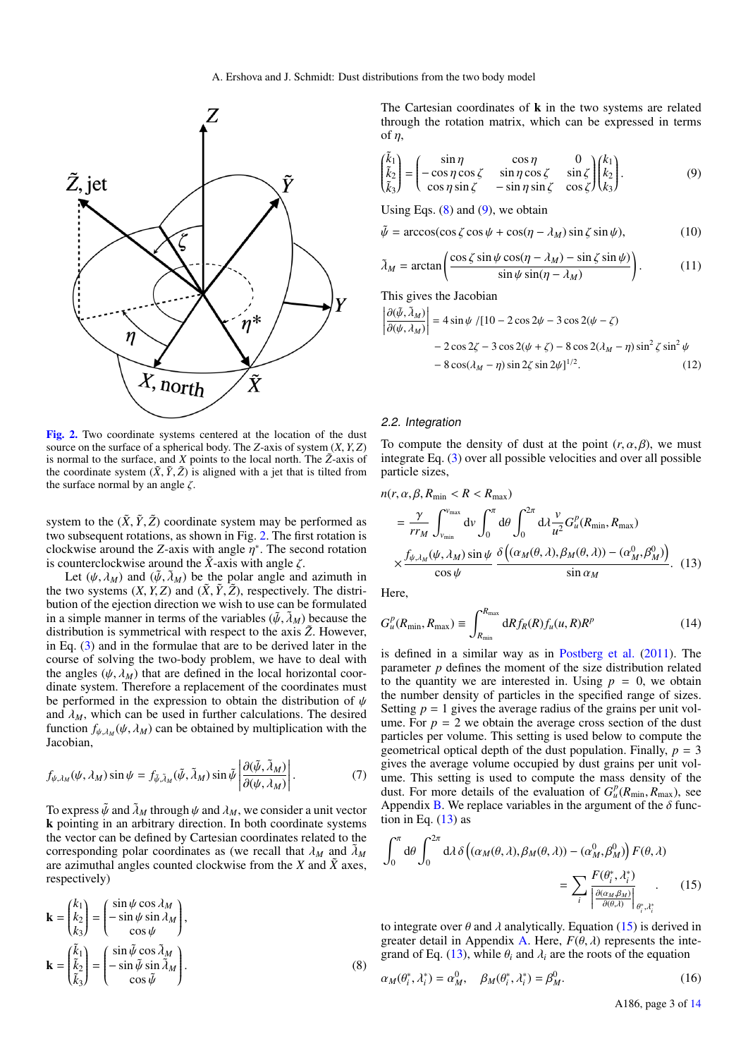Fig. 2. Two coordinate systems centered at the location of the dust source on the surface of a spherical body. The $Z$-axis of system $(X, Y, Z)$ is normal to the surface, and $X$ points to the local north. The $\tilde{Z}$-axis of the coordinate system $(\tilde{X}, \tilde{Y}, \tilde{Z})$ is aligned with a jet that is tilted from the surface normal by an angle $\zeta$.

system to the $(\tilde{X}, \tilde{Y}, \tilde{Z})$ coordinate system may be performed as two subsequent rotations, as shown in Fig. 2. The first rotation is clockwise around the $Z$-axis with angle $\eta^*$. The second rotation is counterclockwise around the $\tilde{X}$-axis with angle $\zeta$.

Let $(\psi, \lambda_M)$ and $(\tilde{\psi}, \tilde{\lambda}_M)$ be the polar angle and azimuth in the two systems $(X, Y, Z)$ and $(\tilde{X}, \tilde{Y}, \tilde{Z})$, respectively. The distribution of the ejection direction we wish to use can be formulated in a simple manner in terms of the variables $(\tilde{\psi}, \tilde{\lambda}_M)$ because the distribution is symmetrical with respect to the axis $\tilde{Z}$. However, in Eq. (3) and in the formulae that are to be derived later in the course of solving the two-body problem, we have to deal with the angles $(\psi, \lambda_M)$ that are defined in the local horizontal coordinate system. Therefore a replacement of the coordinates must be performed in the expression to obtain the distribution of $\psi$ and $\lambda_M$, which can be used in further calculations. The desired function $f_{\psi,\lambda_M}(\psi, \lambda_M)$ can be obtained by multiplication with the Jacobian,

$$f_{\psi,\lambda_M}(\psi, \lambda_M) \sin\psi = f_{\tilde{\psi},\tilde{\lambda}_M}(\tilde{\psi}, \tilde{\lambda}_M) \sin\tilde{\psi} \left|\frac{\partial(\tilde{\psi}, \tilde{\lambda}_M)}{\partial(\psi, \lambda_M)}\right|. \tag{7}$$

To express $\tilde{\psi}$ and $\tilde{\lambda}_M$ through $\psi$ and $\lambda_M$, we consider a unit vector $\mathbf{k}$ pointing in an arbitrary direction. In both coordinate systems the vector can be defined by Cartesian coordinates related to the corresponding polar coordinates (we recall that $\lambda_M$ and $\tilde{\lambda}_M$ are azimuthal angles counted clockwise from the $X$ and $\tilde{X}$ axes, respectively)

$$\mathbf{k} = \begin{pmatrix} k_1 \\ k_2 \\ k_3 \end{pmatrix} = \begin{pmatrix} \sin\psi\cos\lambda_M \\ -\sin\psi\sin\lambda_M \\ \cos\psi \end{pmatrix},$$

$$\mathbf{k} = \begin{pmatrix} \tilde{k}_1 \\ \tilde{k}_2 \\ \tilde{k}_3 \end{pmatrix} = \begin{pmatrix} \sin\tilde{\psi}\cos\tilde{\lambda}_M \\ -\sin\tilde{\psi}\sin\tilde{\lambda}_M \\ \cos\tilde{\psi} \end{pmatrix}. \tag{8}$$

The Cartesian coordinates of $\mathbf{k}$ in the two systems are related through the rotation matrix, which can be expressed in terms of $\eta$,

$$\begin{pmatrix} \tilde{k}_1 \\ \tilde{k}_2 \\ \tilde{k}_3 \end{pmatrix} = \begin{pmatrix} \sin\eta & \cos\eta & 0 \\ -\cos\eta\cos\zeta & \sin\eta\cos\zeta & \sin\zeta \\ \cos\eta\sin\zeta & -\sin\eta\sin\zeta & \cos\zeta \end{pmatrix} \begin{pmatrix} k_1 \\ k_2 \\ k_3 \end{pmatrix}. \tag{9}$$

Using Eqs. (8) and (9), we obtain

$$\tilde{\psi} = \arccos(\cos\zeta\cos\psi + \cos(\eta - \lambda_M)\sin\zeta\sin\psi), \tag{10}$$

$$\tilde{\lambda}_M = \arctan\left(\frac{\cos\zeta\sin\psi\cos(\eta - \lambda_M) - \sin\zeta\sin\psi)}{\sin\psi\sin(\eta - \lambda_M)}\right). \tag{11}$$

This gives the Jacobian

$$\begin{aligned}\left|\frac{\partial(\tilde{\psi}, \tilde{\lambda}_M)}{\partial(\psi, \lambda_M)}\right| &= 4\sin\psi\ /[10 - 2\cos 2\psi - 3\cos 2(\psi - \zeta) \\ &\quad - 2\cos 2\zeta - 3\cos 2(\psi + \zeta) - 8\cos 2(\lambda_M - \eta)\sin^2\zeta\sin^2\psi \\ &\quad - 8\cos(\lambda_M - \eta)\sin 2\zeta\sin 2\psi]^{1/2}.\end{aligned} \tag{12}$$

### 2.2. Integration

To compute the density of dust at the point $(r, \alpha, \beta)$, we must integrate Eq. (3) over all possible velocities and over all possible particle sizes,

$$\begin{aligned} n(r, \alpha, \beta, R_{\min} < R < R_{\max}) \\ = \frac{\gamma}{r r_M} \int_{v_{\min}}^{v_{\max}} \mathrm{d}v \int_0^{\pi} \mathrm{d}\theta \int_0^{2\pi} \mathrm{d}\lambda \frac{v}{u^2} G_u^p(R_{\min}, R_{\max}) \\ \times \frac{f_{\psi,\lambda_M}(\psi, \lambda_M)\sin\psi}{\cos\psi} \frac{\delta\left((\alpha_M(\theta, \lambda), \beta_M(\theta, \lambda)) - (\alpha_M^0, \beta_M^0)\right)}{\sin\alpha_M}. \end{aligned} \tag{13}$$

Here,

$$G_u^p(R_{\min}, R_{\max}) \equiv \int_{R_{\min}}^{R_{\max}} \mathrm{d}R f_R(R) f_u(u, R) R^p \tag{14}$$

is defined in a similar way as in Postberg et al. (2011). The parameter $p$ defines the moment of the size distribution related to the quantity we are interested in. Using $p = 0$, we obtain the number density of particles in the specified range of sizes. Setting $p = 1$ gives the average radius of the grains per unit volume. For $p = 2$ we obtain the average cross section of the dust particles per volume. This setting is used below to compute the geometrical optical depth of the dust population. Finally, $p = 3$ gives the average volume occupied by dust grains per unit volume. This setting is used to compute the mass density of the dust. For more details of the evaluation of $G_u^p(R_{\min}, R_{\max})$, see Appendix B. We replace variables in the argument of the $\delta$ function in Eq. (13) as

$$\int_0^{\pi} \mathrm{d}\theta \int_0^{2\pi} \mathrm{d}\lambda\, \delta\left((\alpha_M(\theta, \lambda), \beta_M(\theta, \lambda)) - (\alpha_M^0, \beta_M^0)\right) F(\theta, \lambda) = \sum_i \frac{F(\theta_i^*, \lambda_i^*)}{\left|\frac{\partial(\alpha_M, \beta_M)}{\partial(\theta, \lambda)}\right|_{\theta_i^*, \lambda_i^*}}. \tag{15}$$

to integrate over $\theta$ and $\lambda$ analytically. Equation (15) is derived in greater detail in Appendix A. Here, $F(\theta, \lambda)$ represents the integrand of Eq. (13), while $\theta_i$ and $\lambda_i$ are the roots of the equation

$$\alpha_M(\theta_i^*, \lambda_i^*) = \alpha_M^0, \quad \beta_M(\theta_i^*, \lambda_i^*) = \beta_M^0. \tag{16}$$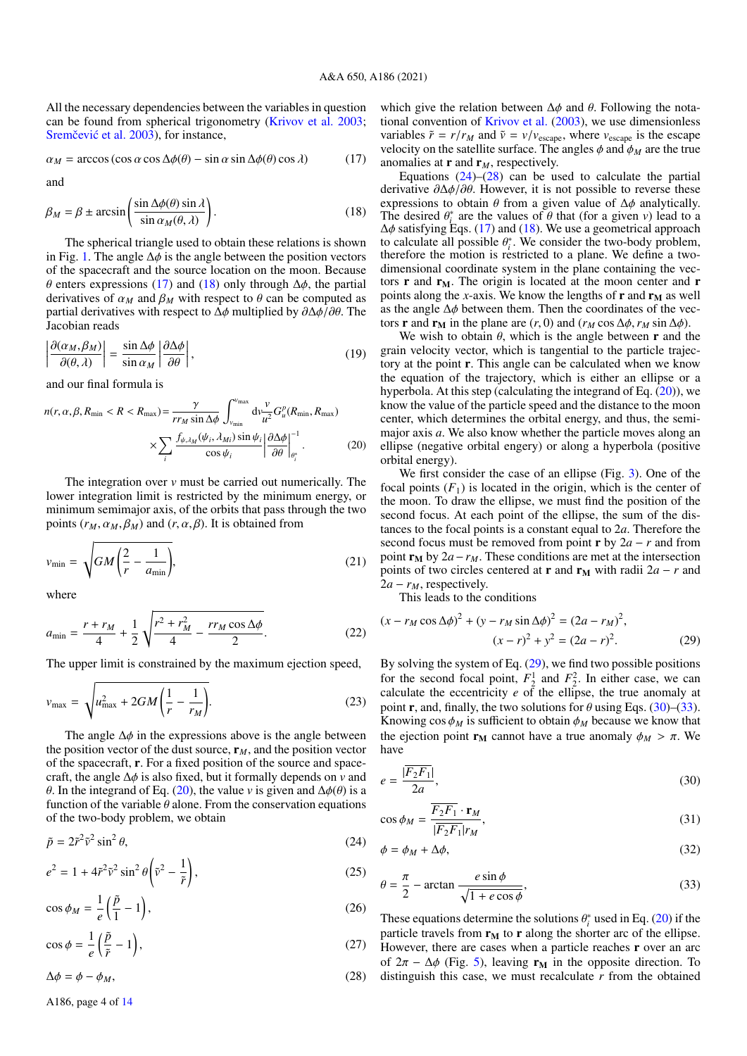All the necessary dependencies between the variables in question can be found from spherical trigonometry (Krivov et al. 2003; Sremčević et al. 2003), for instance,

$$\alpha_M = \arccos\left(\cos\alpha\cos\Delta\phi(\theta) - \sin\alpha\sin\Delta\phi(\theta)\cos\lambda\right) \tag{17}$$

and

$$\beta_M = \beta \pm \arcsin\left(\frac{\sin\Delta\phi(\theta)\sin\lambda}{\sin\alpha_M(\theta,\lambda)}\right). \tag{18}$$

The spherical triangle used to obtain these relations is shown in Fig. 1. The angle $\Delta\phi$ is the angle between the position vectors of the spacecraft and the source location on the moon. Because $\theta$ enters expressions (17) and (18) only through $\Delta\phi$, the partial derivatives of $\alpha_M$ and $\beta_M$ with respect to $\theta$ can be computed as partial derivatives with respect to $\Delta\phi$ multiplied by $\partial\Delta\phi/\partial\theta$. The Jacobian reads

$$\left|\frac{\partial(\alpha_M,\beta_M)}{\partial(\theta,\lambda)}\right| = \frac{\sin\Delta\phi}{\sin\alpha_M}\left|\frac{\partial\Delta\phi}{\partial\theta}\right|, \tag{19}$$

and our final formula is

$$n(r,\alpha,\beta,R_{\min} < R < R_{\max}) = \frac{\gamma}{r r_M \sin\Delta\phi}\int_{v_{\min}}^{v_{\max}} \mathrm{d}v \frac{v}{u^2} G_u^p(R_{\min},R_{\max}) \times \sum_i \frac{f_{\psi,\lambda_M}(\psi_i,\lambda_{Mi})\sin\psi_i}{\cos\psi_i}\left|\frac{\partial\Delta\phi}{\partial\theta}\right|_{\theta_i^*}^{-1}. \tag{20}$$

The integration over $v$ must be carried out numerically. The lower integration limit is restricted by the minimum energy, or minimum semimajor axis, of the orbits that pass through the two points $(r_M,\alpha_M,\beta_M)$ and $(r,\alpha,\beta)$. It is obtained from

$$v_{\min} = \sqrt{GM\left(\frac{2}{r} - \frac{1}{a_{\min}}\right)}, \tag{21}$$

where

$$a_{\min} = \frac{r + r_M}{4} + \frac{1}{2}\sqrt{\frac{r^2 + r_M^2}{4} - \frac{r r_M \cos\Delta\phi}{2}}. \tag{22}$$

The upper limit is constrained by the maximum ejection speed,

$$v_{\max} = \sqrt{u_{\max}^2 + 2GM\left(\frac{1}{r} - \frac{1}{r_M}\right)}. \tag{23}$$

The angle $\Delta\phi$ in the expressions above is the angle between the position vector of the dust source, $\mathbf{r}_M$, and the position vector of the spacecraft, $\mathbf{r}$. For a fixed position of the source and spacecraft, the angle $\Delta\phi$ is also fixed, but it formally depends on $v$ and $\theta$. In the integrand of Eq. (20), the value $v$ is given and $\Delta\phi(\theta)$ is a function of the variable $\theta$ alone. From the conservation equations of the two-body problem, we obtain

$$\tilde{p} = 2\tilde{r}^2\tilde{v}^2\sin^2\theta, \tag{24}$$

$$e^2 = 1 + 4\tilde{r}^2\tilde{v}^2\sin^2\theta\left(\tilde{v}^2 - \frac{1}{\tilde{r}}\right), \tag{25}$$

$$\cos\phi_M = \frac{1}{e}\left(\frac{\tilde{p}}{1} - 1\right), \tag{26}$$

$$\cos\phi = \frac{1}{e}\left(\frac{\tilde{p}}{\tilde{r}} - 1\right), \tag{27}$$

$$\Delta\phi = \phi - \phi_M, \tag{28}$$

which give the relation between $\Delta\phi$ and $\theta$. Following the notational convention of Krivov et al. (2003), we use dimensionless variables $\tilde{r} = r/r_M$ and $\tilde{v} = v/v_{\mathrm{escape}}$, where $v_{\mathrm{escape}}$ is the escape velocity on the satellite surface. The angles $\phi$ and $\phi_M$ are the true anomalies at $\mathbf{r}$ and $\mathbf{r}_M$, respectively.

Equations (24)–(28) can be used to calculate the partial derivative $\partial\Delta\phi/\partial\theta$. However, it is not possible to reverse these expressions to obtain $\theta$ from a given value of $\Delta\phi$ analytically. The desired $\theta_i^*$ are the values of $\theta$ that (for a given $v$) lead to a $\Delta\phi$ satisfying Eqs. (17) and (18). We use a geometrical approach to calculate all possible $\theta_i^*$. We consider the two-body problem, therefore the motion is restricted to a plane. We define a two-dimensional coordinate system in the plane containing the vectors $\mathbf{r}$ and $\mathbf{r_M}$. The origin is located at the moon center and $\mathbf{r}$ points along the $x$-axis. We know the lengths of $\mathbf{r}$ and $\mathbf{r_M}$ as well as the angle $\Delta\phi$ between them. Then the coordinates of the vectors $\mathbf{r}$ and $\mathbf{r_M}$ in the plane are $(r,0)$ and $(r_M\cos\Delta\phi, r_M\sin\Delta\phi)$.

We wish to obtain $\theta$, which is the angle between $\mathbf{r}$ and the grain velocity vector, which is tangential to the particle trajectory at the point $\mathbf{r}$. This angle can be calculated when we know the equation of the trajectory, which is either an ellipse or a hyperbola. At this step (calculating the integrand of Eq. (20)), we know the value of the particle speed and the distance to the moon center, which determines the orbital energy, and thus, the semi-major axis $a$. We also know whether the particle moves along an ellipse (negative orbital engery) or along a hyperbola (positive orbital energy).

We first consider the case of an ellipse (Fig. 3). One of the focal points ($F_1$) is located in the origin, which is the center of the moon. To draw the ellipse, we must find the position of the second focus. At each point of the ellipse, the sum of the distances to the focal points is a constant equal to $2a$. Therefore the second focus must be removed from point $\mathbf{r}$ by $2a - r$ and from point $\mathbf{r_M}$ by $2a - r_M$. These conditions are met at the intersection points of two circles centered at $\mathbf{r}$ and $\mathbf{r_M}$ with radii $2a - r$ and $2a - r_M$, respectively.

This leads to the conditions

$$\begin{aligned}(x - r_M\cos\Delta\phi)^2 + (y - r_M\sin\Delta\phi)^2 &= (2a - r_M)^2,\\ (x - r)^2 + y^2 &= (2a - r)^2.\end{aligned} \tag{29}$$

By solving the system of Eq. (29), we find two possible positions for the second focal point, $F_2^1$ and $F_2^2$. In either case, we can calculate the eccentricity $e$ of the ellipse, the true anomaly at point $\mathbf{r}$, and, finally, the two solutions for $\theta$ using Eqs. (30)–(33). Knowing $\cos\phi_M$ is sufficient to obtain $\phi_M$ because we know that the ejection point $\mathbf{r_M}$ cannot have a true anomaly $\phi_M > \pi$. We have

$$e = \frac{|\overline{F_2F_1}|}{2a}, \tag{30}$$

$$\cos\phi_M = \frac{\overline{F_2F_1}\cdot\mathbf{r}_M}{|\overline{F_2F_1}| r_M}, \tag{31}$$

$$\phi = \phi_M + \Delta\phi, \tag{32}$$

$$\theta = \frac{\pi}{2} - \arctan\frac{e\sin\phi}{\sqrt{1 + e\cos\phi}}, \tag{33}$$

These equations determine the solutions $\theta_i^*$ used in Eq. (20) if the particle travels from $\mathbf{r_M}$ to $\mathbf{r}$ along the shorter arc of the ellipse. However, there are cases when a particle reaches $\mathbf{r}$ over an arc of $2\pi - \Delta\phi$ (Fig. 5), leaving $\mathbf{r_M}$ in the opposite direction. To distinguish this case, we must recalculate $r$ from the obtained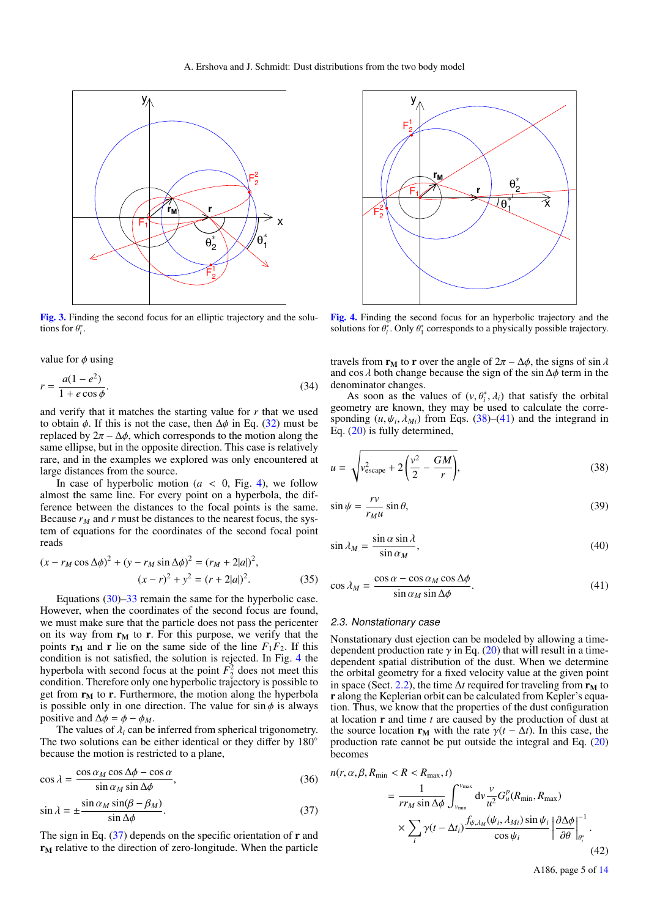Fig. 3. Finding the second focus for an elliptic trajectory and the solutions for $\theta_i^*$.

Fig. 4. Finding the second focus for an hyperbolic trajectory and the solutions for $\theta_i^*$. Only $\theta_1^*$ corresponds to a physically possible trajectory.

value for $\phi$ using

$$r = \frac{a(1-e^2)}{1+e\cos\phi}. \tag{34}$$

and verify that it matches the starting value for $r$ that we used to obtain $\phi$. If this is not the case, then $\Delta\phi$ in Eq. (32) must be replaced by $2\pi - \Delta\phi$, which corresponds to the motion along the same ellipse, but in the opposite direction. This case is relatively rare, and in the examples we explored was only encountered at large distances from the source.

In case of hyperbolic motion ($a < 0$, Fig. 4), we follow almost the same line. For every point on a hyperbola, the difference between the distances to the focal points is the same. Because $r_M$ and $r$ must be distances to the nearest focus, the system of equations for the coordinates of the second focal point reads

$$(x - r_M\cos\Delta\phi)^2 + (y - r_M\sin\Delta\phi)^2 = (r_M + 2|a|)^2,$$
$$(x - r)^2 + y^2 = (r + 2|a|)^2. \tag{35}$$

Equations (30)–33 remain the same for the hyperbolic case. However, when the coordinates of the second focus are found, we must make sure that the particle does not pass the pericenter on its way from $\mathbf{r_M}$ to $\mathbf{r}$. For this purpose, we verify that the points $\mathbf{r_M}$ and $\mathbf{r}$ lie on the same side of the line $F_1F_2$. If this condition is not satisfied, the solution is rejected. In Fig. 4 the hyperbola with second focus at the point $F_2^2$ does not meet this condition. Therefore only one hyperbolic trajectory is possible to get from $\mathbf{r_M}$ to $\mathbf{r}$. Furthermore, the motion along the hyperbola is possible only in one direction. The value for $\sin\phi$ is always positive and $\Delta\phi = \phi - \phi_M$.

The values of $\lambda_i$ can be inferred from spherical trigonometry. The two solutions can be either identical or they differ by 180° because the motion is restricted to a plane,

$$\cos\lambda = \frac{\cos\alpha_M\cos\Delta\phi - \cos\alpha}{\sin\alpha_M\sin\Delta\phi}, \tag{36}$$

$$\sin\lambda = \pm\frac{\sin\alpha_M\sin(\beta-\beta_M)}{\sin\Delta\phi}. \tag{37}$$

The sign in Eq. (37) depends on the specific orientation of $\mathbf{r}$ and $\mathbf{r_M}$ relative to the direction of zero-longitude. When the particle travels from $\mathbf{r_M}$ to $\mathbf{r}$ over the angle of $2\pi - \Delta\phi$, the signs of $\sin\lambda$ and $\cos\lambda$ both change because the sign of the $\sin\Delta\phi$ term in the denominator changes.

As soon as the values of $(v, \theta_i^*, \lambda_i)$ that satisfy the orbital geometry are known, they may be used to calculate the corresponding $(u, \psi_i, \lambda_{Mi})$ from Eqs. (38)–(41) and the integrand in Eq. (20) is fully determined,

$$u = \sqrt{v_{\text{escape}}^2 + 2\left(\frac{v^2}{2} - \frac{GM}{r}\right)}, \tag{38}$$

$$\sin\psi = \frac{rv}{r_M u}\sin\theta, \tag{39}$$

$$\sin\lambda_M = \frac{\sin\alpha\sin\lambda}{\sin\alpha_M}, \tag{40}$$

$$\cos\lambda_M = \frac{\cos\alpha - \cos\alpha_M\cos\Delta\phi}{\sin\alpha_M\sin\Delta\phi}. \tag{41}$$

### 2.3. Nonstationary case

Nonstationary dust ejection can be modeled by allowing a time-dependent production rate $\gamma$ in Eq. (20) that will result in a time-dependent spatial distribution of the dust. When we determine the orbital geometry for a fixed velocity value at the given point in space (Sect. 2.2), the time $\Delta t$ required for traveling from $\mathbf{r_M}$ to $\mathbf{r}$ along the Keplerian orbit can be calculated from Kepler's equation. Thus, we know that the properties of the dust configuration at location $\mathbf{r}$ and time $t$ are caused by the production of dust at the source location $\mathbf{r_M}$ with the rate $\gamma(t - \Delta t)$. In this case, the production rate cannot be put outside the integral and Eq. (20) becomes

$$n(r, \alpha, \beta, R_{\min} < R < R_{\max}, t)$$
$$= \frac{1}{rr_M\sin\Delta\phi}\int_{v_{\min}}^{v_{\max}} \mathrm{d}v\frac{v}{u^2}G_u^p(R_{\min}, R_{\max})$$
$$\times\sum_i \gamma(t-\Delta t_i)\frac{f_{\psi,\lambda_M}(\psi_i,\lambda_{Mi})\sin\psi_i}{\cos\psi_i}\left|\frac{\partial\Delta\phi}{\partial\theta}\right|_{\theta_i^*}^{-1}. \tag{42}$$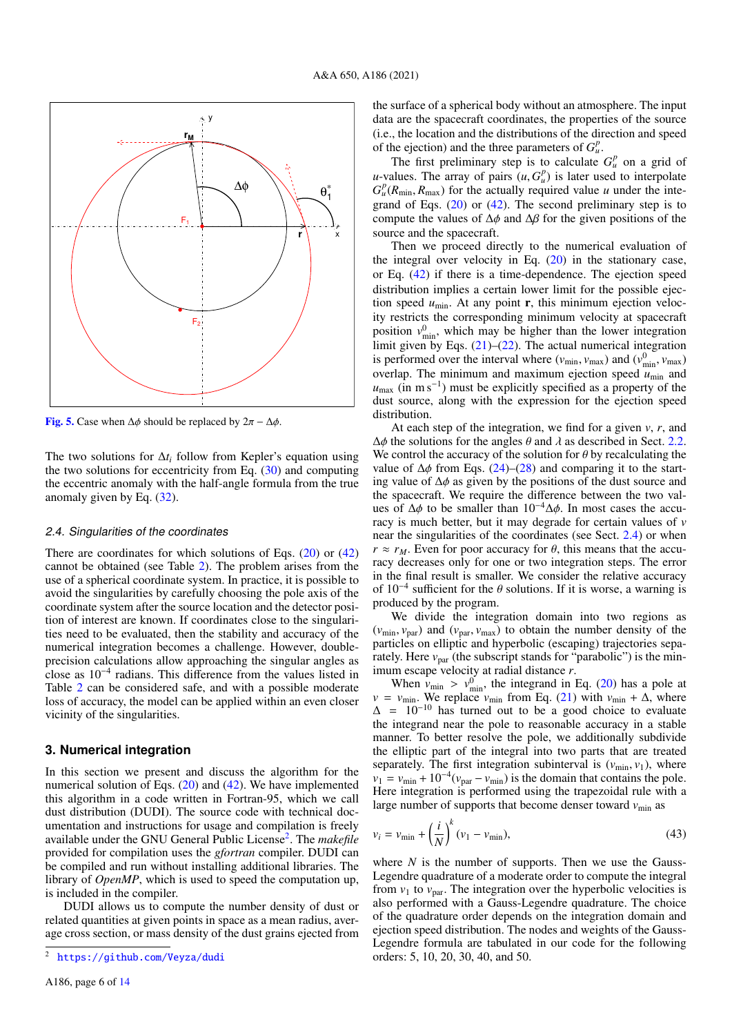Fig. 5. Case when $\Delta\phi$ should be replaced by $2\pi - \Delta\phi$.

The two solutions for $\Delta t_i$ follow from Kepler's equation using the two solutions for eccentricity from Eq. (30) and computing the eccentric anomaly with the half-angle formula from the true anomaly given by Eq. (32).

### 2.4. Singularities of the coordinates

There are coordinates for which solutions of Eqs. (20) or (42) cannot be obtained (see Table 2). The problem arises from the use of a spherical coordinate system. In practice, it is possible to avoid the singularities by carefully choosing the pole axis of the coordinate system after the source location and the detector position of interest are known. If coordinates close to the singularities need to be evaluated, then the stability and accuracy of the numerical integration becomes a challenge. However, double-precision calculations allow approaching the singular angles as close as $10^{-4}$ radians. This difference from the values listed in Table 2 can be considered safe, and with a possible moderate loss of accuracy, the model can be applied within an even closer vicinity of the singularities.

## 3. Numerical integration

In this section we present and discuss the algorithm for the numerical solution of Eqs. (20) and (42). We have implemented this algorithm in a code written in Fortran-95, which we call dust distribution (DUDI). The source code with technical documentation and instructions for usage and compilation is freely available under the GNU General Public License[2]. The *makefile* provided for compilation uses the *gfortran* compiler. DUDI can be compiled and run without installing additional libraries. The library of *OpenMP*, which is used to speed the computation up, is included in the compiler.

DUDI allows us to compute the number density of dust or related quantities at given points in space as a mean radius, average cross section, or mass density of the dust grains ejected from the surface of a spherical body without an atmosphere. The input data are the spacecraft coordinates, the properties of the source (i.e., the location and the distributions of the direction and speed of the ejection) and the three parameters of $G_u^p$.

The first preliminary step is to calculate $G_u^p$ on a grid of $u$-values. The array of pairs $(u, G_u^p)$ is later used to interpolate $G_u^p(R_{\min}, R_{\max})$ for the actually required value $u$ under the integrand of Eqs. (20) or (42). The second preliminary step is to compute the values of $\Delta\phi$ and $\Delta\beta$ for the given positions of the source and the spacecraft.

Then we proceed directly to the numerical evaluation of the integral over velocity in Eq. (20) in the stationary case, or Eq. (42) if there is a time-dependence. The ejection speed distribution implies a certain lower limit for the possible ejection speed $u_{\min}$. At any point $\mathbf{r}$, this minimum ejection velocity restricts the corresponding minimum velocity at spacecraft position $v^0_{\min}$, which may be higher than the lower integration limit given by Eqs. (21)–(22). The actual numerical integration is performed over the interval where $(v_{\min}, v_{\max})$ and $(v^0_{\min}, v_{\max})$ overlap. The minimum and maximum ejection speed $u_{\min}$ and $u_{\max}$ (in m s$^{-1}$) must be explicitly specified as a property of the dust source, along with the expression for the ejection speed distribution.

At each step of the integration, we find for a given $v$, $r$, and $\Delta\phi$ the solutions for the angles $\theta$ and $\lambda$ as described in Sect. 2.2. We control the accuracy of the solution for $\theta$ by recalculating the value of $\Delta\phi$ from Eqs. (24)–(28) and comparing it to the starting value of $\Delta\phi$ as given by the positions of the dust source and the spacecraft. We require the difference between the two values of $\Delta\phi$ to be smaller than $10^{-4}\Delta\phi$. In most cases the accuracy is much better, but it may degrade for certain values of $v$ near the singularities of the coordinates (see Sect. 2.4) or when $r \approx r_M$. Even for poor accuracy for $\theta$, this means that the accuracy decreases only for one or two integration steps. The error in the final result is smaller. We consider the relative accuracy of $10^{-4}$ sufficient for the $\theta$ solutions. If it is worse, a warning is produced by the program.

We divide the integration domain into two regions as $(v_{\min}, v_{\text{par}})$ and $(v_{\text{par}}, v_{\max})$ to obtain the number density of the particles on elliptic and hyperbolic (escaping) trajectories separately. Here $v_{\text{par}}$ (the subscript stands for "parabolic") is the minimum escape velocity at radial distance $r$.

When $v_{\min} > v^0_{\min}$, the integrand in Eq. (20) has a pole at $v = v_{\min}$. We replace $v_{\min}$ from Eq. (21) with $v_{\min} + \Delta$, where $\Delta = 10^{-10}$ has turned out to be a good choice to evaluate the integrand near the pole to reasonable accuracy in a stable manner. To better resolve the pole, we additionally subdivide the elliptic part of the integral into two parts that are treated separately. The first integration subinterval is $(v_{\min}, v_1)$, where $v_1 = v_{\min} + 10^{-4}(v_{\text{par}} - v_{\min})$ is the domain that contains the pole. Here integration is performed using the trapezoidal rule with a large number of supports that become denser toward $v_{\min}$ as

$$v_i = v_{\min} + \left(\frac{i}{N}\right)^k (v_1 - v_{\min}), \tag{43}$$

where $N$ is the number of supports. Then we use the Gauss-Legendre quadrature of a moderate order to compute the integral from $v_1$ to $v_{\text{par}}$. The integration over the hyperbolic velocities is also performed with a Gauss-Legendre quadrature. The choice of the quadrature order depends on the integration domain and ejection speed distribution. The nodes and weights of the Gauss-Legendre formula are tabulated in our code for the following orders: 5, 10, 20, 30, 40, and 50.

[2] https://github.com/Veyza/dudi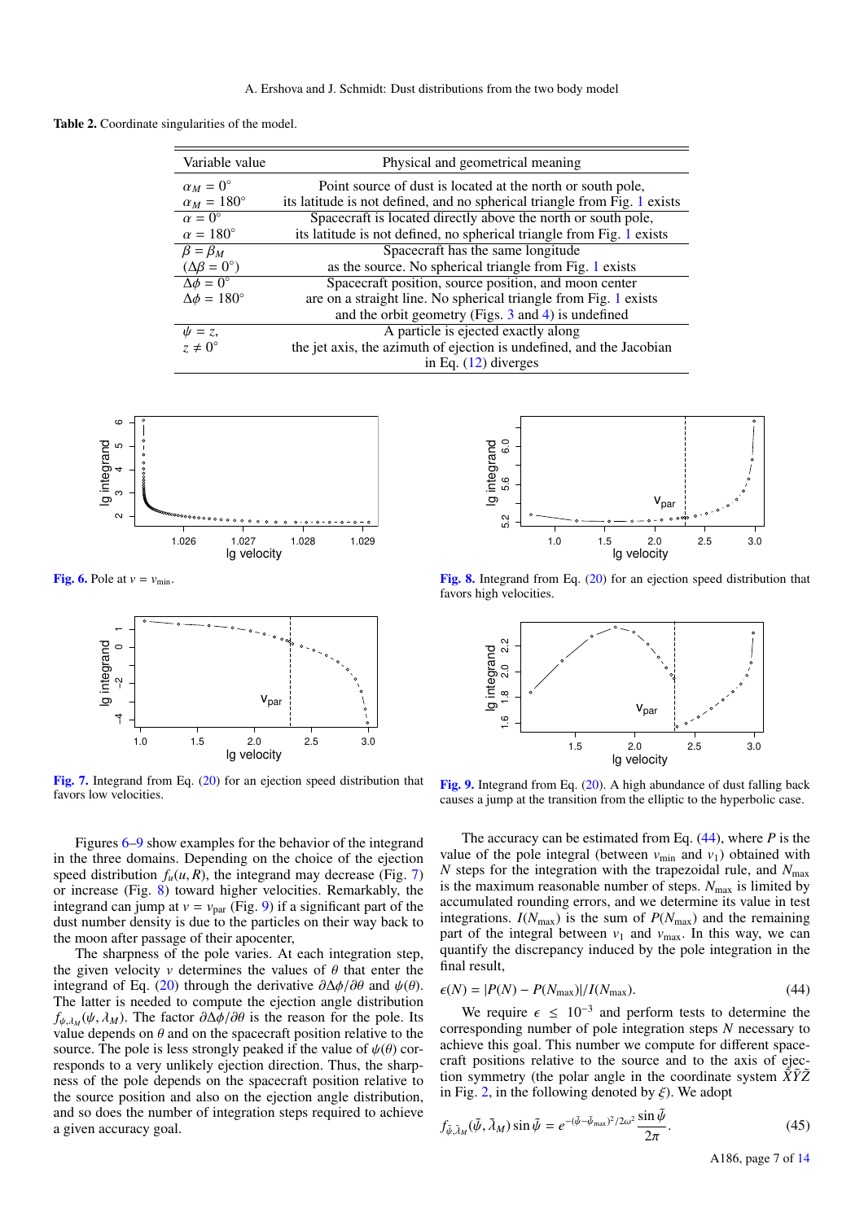**Table 2.** Coordinate singularities of the model.

| Variable value | Physical and geometrical meaning |
|---|---|
| $\alpha_M = 0^\circ$<br>$\alpha_M = 180^\circ$ | Point source of dust is located at the north or south pole, its latitude is not defined, and no spherical triangle from Fig. 1 exists |
| $\alpha = 0^\circ$<br>$\alpha = 180^\circ$ | Spacecraft is located directly above the north or south pole, its latitude is not defined, no spherical triangle from Fig. 1 exists |
| $\beta = \beta_M$<br>$(\Delta\beta = 0^\circ)$ | Spacecraft has the same longitude as the source. No spherical triangle from Fig. 1 exists |
| $\Delta\phi = 0^\circ$<br>$\Delta\phi = 180^\circ$ | Spacecraft position, source position, and moon center are on a straight line. No spherical triangle from Fig. 1 exists and the orbit geometry (Figs. 3 and 4) is undefined |
| $\psi = z$,<br>$z \neq 0^\circ$ | A particle is ejected exactly along the jet axis, the azimuth of ejection is undefined, and the Jacobian in Eq. (12) diverges |

**Fig. 6.** Pole at $v = v_{\rm min}$.

**Fig. 7.** Integrand from Eq. (20) for an ejection speed distribution that favors low velocities.

**Fig. 8.** Integrand from Eq. (20) for an ejection speed distribution that favors high velocities.

**Fig. 9.** Integrand from Eq. (20). A high abundance of dust falling back causes a jump at the transition from the elliptic to the hyperbolic case.

Figures 6–9 show examples for the behavior of the integrand in the three domains. Depending on the choice of the ejection speed distribution $f_u(u, R)$, the integrand may decrease (Fig. 7) or increase (Fig. 8) toward higher velocities. Remarkably, the integrand can jump at $v = v_{\rm par}$ (Fig. 9) if a significant part of the dust number density is due to the particles on their way back to the moon after passage of their apocenter,

The sharpness of the pole varies. At each integration step, the given velocity $v$ determines the values of $\theta$ that enter the integrand of Eq. (20) through the derivative $\partial\Delta\phi/\partial\theta$ and $\psi(\theta)$. The latter is needed to compute the ejection angle distribution $f_{\psi,\lambda_M}(\psi, \lambda_M)$. The factor $\partial\Delta\phi/\partial\theta$ is the reason for the pole. Its value depends on $\theta$ and on the spacecraft position relative to the source. The pole is less strongly peaked if the value of $\psi(\theta)$ corresponds to a very unlikely ejection direction. Thus, the sharpness of the pole depends on the spacecraft position relative to the source position and also on the ejection angle distribution, and so does the number of integration steps required to achieve a given accuracy goal.

The accuracy can be estimated from Eq. (44), where $P$ is the value of the pole integral (between $v_{\rm min}$ and $v_1$) obtained with $N$ steps for the integration with the trapezoidal rule, and $N_{\rm max}$ is the maximum reasonable number of steps. $N_{\rm max}$ is limited by accumulated rounding errors, and we determine its value in test integrations. $I(N_{\rm max})$ is the sum of $P(N_{\rm max})$ and the remaining part of the integral between $v_1$ and $v_{\rm max}$. In this way, we can quantify the discrepancy induced by the pole integration in the final result,

$$\epsilon(N) = |P(N) - P(N_{\rm max})|/I(N_{\rm max}). \tag{44}$$

We require $\epsilon \leq 10^{-3}$ and perform tests to determine the corresponding number of pole integration steps $N$ necessary to achieve this goal. This number we compute for different spacecraft positions relative to the source and to the axis of ejection symmetry (the polar angle in the coordinate system $\tilde{X}\tilde{Y}\tilde{Z}$ in Fig. 2, in the following denoted by $\xi$). We adopt

$$f_{\tilde{\psi},\tilde{\lambda}_M}(\tilde{\psi}, \tilde{\lambda}_M)\sin\tilde{\psi} = e^{-(\tilde{\psi}-\tilde{\psi}_{\rm max})^2/2\omega^2}\frac{\sin\tilde{\psi}}{2\pi}. \tag{45}$$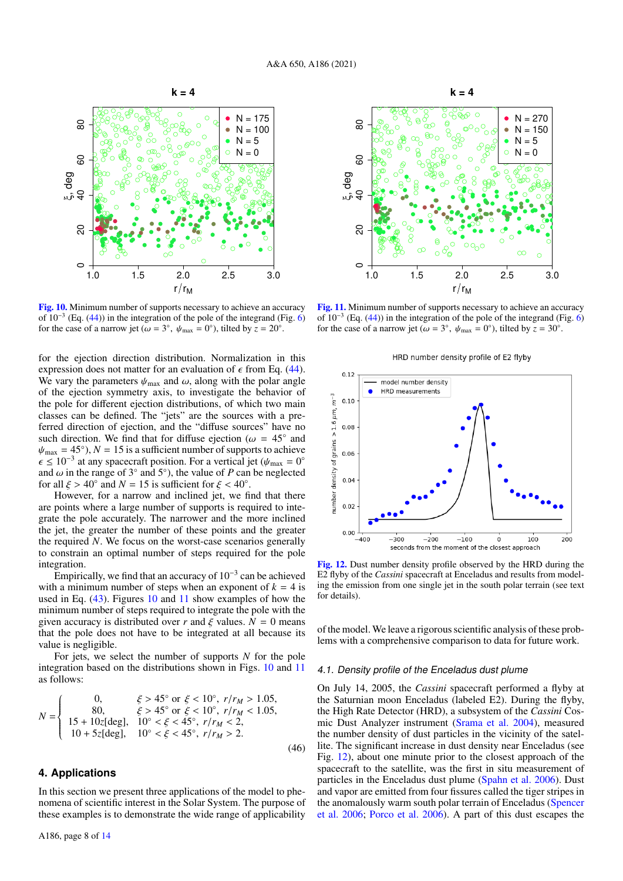**Fig. 10.** Minimum number of supports necessary to achieve an accuracy of $10^{-3}$ (Eq. (44)) in the integration of the pole of the integrand (Fig. 6) for the case of a narrow jet ($\omega = 3°$, $\psi_{\max} = 0°$), tilted by $z = 20°$.

**Fig. 11.** Minimum number of supports necessary to achieve an accuracy of $10^{-3}$ (Eq. (44)) in the integration of the pole of the integrand (Fig. 6) for the case of a narrow jet ($\omega = 3°$, $\psi_{\max} = 0°$), tilted by $z = 30°$.

for the ejection direction distribution. Normalization in this expression does not matter for an evaluation of $\epsilon$ from Eq. (44). We vary the parameters $\psi_{\max}$ and $\omega$, along with the polar angle of the ejection symmetry axis, to investigate the behavior of the pole for different ejection distributions, of which two main classes can be defined. The "jets" are the sources with a preferred direction of ejection, and the "diffuse sources" have no such direction. We find that for diffuse ejection ($\omega = 45°$ and $\psi_{\max} = 45°$), $N = 15$ is a sufficient number of supports to achieve $\epsilon \leq 10^{-3}$ at any spacecraft position. For a vertical jet ($\psi_{\max} = 0°$ and $\omega$ in the range of 3° and 5°), the value of $P$ can be neglected for all $\xi > 40°$ and $N = 15$ is sufficient for $\xi < 40°$.

However, for a narrow and inclined jet, we find that there are points where a large number of supports is required to integrate the pole accurately. The narrower and the more inclined the jet, the greater the number of these points and the greater the required $N$. We focus on the worst-case scenarios generally to constrain an optimal number of steps required for the pole integration.

Empirically, we find that an accuracy of $10^{-3}$ can be achieved with a minimum number of steps when an exponent of $k = 4$ is used in Eq. (43). Figures 10 and 11 show examples of how the minimum number of steps required to integrate the pole with the given accuracy is distributed over $r$ and $\xi$ values. $N = 0$ means that the pole does not have to be integrated at all because its value is negligible.

For jets, we select the number of supports $N$ for the pole integration based on the distributions shown in Figs. 10 and 11 as follows:

$$N = \begin{cases} 0, & \xi > 45° \text{ or } \xi < 10°,\ r/r_M > 1.05, \\ 80, & \xi > 45° \text{ or } \xi < 10°,\ r/r_M < 1.05, \\ 15 + 10z[\text{deg}], & 10° < \xi < 45°,\ r/r_M < 2, \\ 10 + 5z[\text{deg}], & 10° < \xi < 45°,\ r/r_M > 2. \end{cases} \tag{46}$$

## 4. Applications

In this section we present three applications of the model to phenomena of scientific interest in the Solar System. The purpose of these examples is to demonstrate the wide range of applicability of the model. We leave a rigorous scientific analysis of these problems with a comprehensive comparison to data for future work.

**Fig. 12.** Dust number density profile observed by the HRD during the E2 flyby of the *Cassini* spacecraft at Enceladus and results from modeling the emission from one single jet in the south polar terrain (see text for details).

### 4.1. Density profile of the Enceladus dust plume

On July 14, 2005, the *Cassini* spacecraft performed a flyby at the Saturnian moon Enceladus (labeled E2). During the flyby, the High Rate Detector (HRD), a subsystem of the *Cassini* Cosmic Dust Analyzer instrument (Srama et al. 2004), measured the number density of dust particles in the vicinity of the satellite. The significant increase in dust density near Enceladus (see Fig. 12), about one minute prior to the closest approach of the spacecraft to the satellite, was the first in situ measurement of particles in the Enceladus dust plume (Spahn et al. 2006). Dust and vapor are emitted from four fissures called the tiger stripes in the anomalously warm south polar terrain of Enceladus (Spencer et al. 2006; Porco et al. 2006). A part of this dust escapes the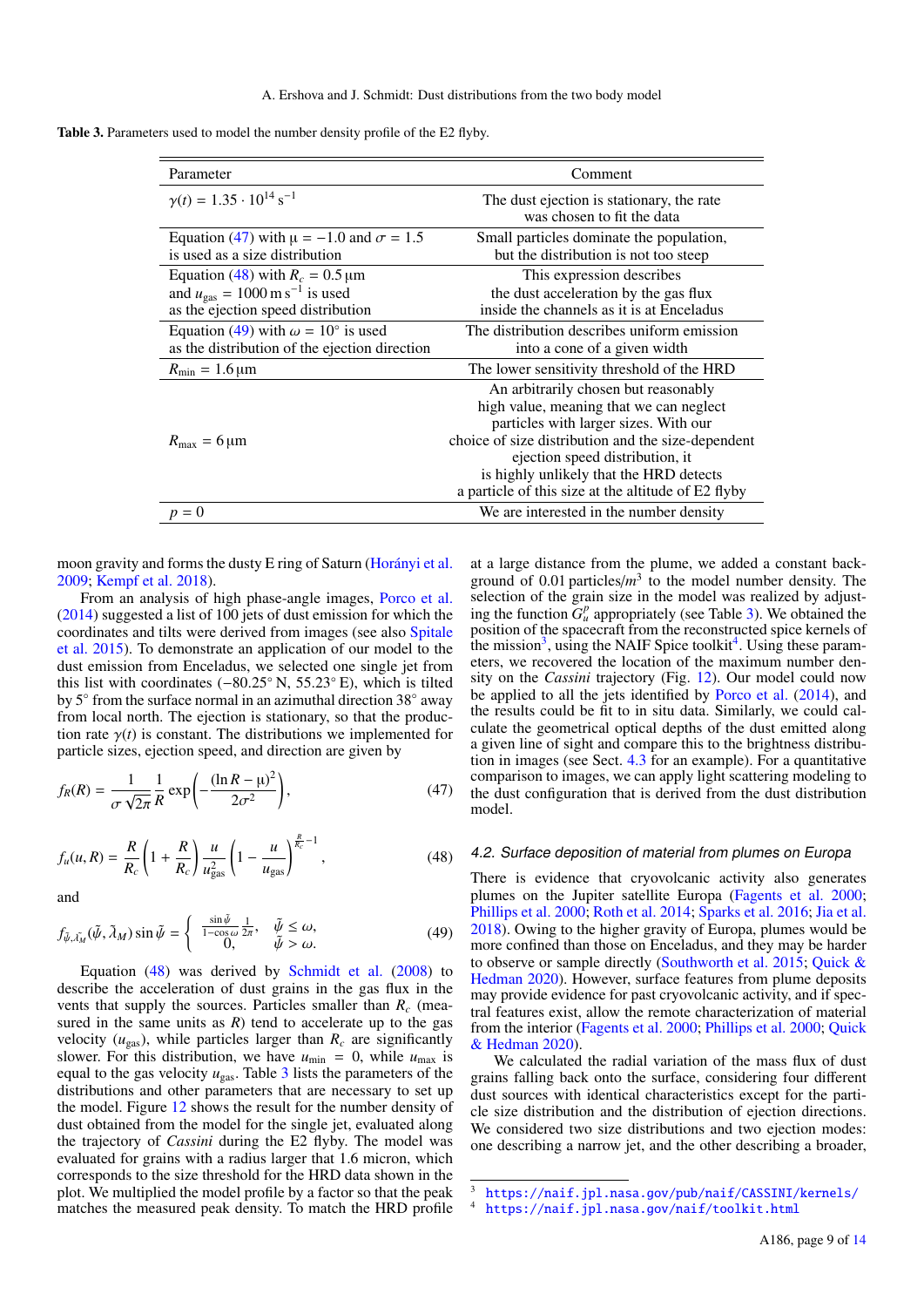**Table 3.** Parameters used to model the number density profile of the E2 flyby.

| Parameter | Comment |
|---|---|
| $\gamma(t) = 1.35 \cdot 10^{14}\,\mathrm{s}^{-1}$ | The dust ejection is stationary, the rate was chosen to fit the data |
| Equation (47) with $\mu = -1.0$ and $\sigma = 1.5$ is used as a size distribution | Small particles dominate the population, but the distribution is not too steep |
| Equation (48) with $R_c = 0.5\,\mu\mathrm{m}$ and $u_{\mathrm{gas}} = 1000\,\mathrm{m\,s}^{-1}$ is used as the ejection speed distribution | This expression describes the dust acceleration by the gas flux inside the channels as it is at Enceladus |
| Equation (49) with $\omega = 10°$ is used as the distribution of the ejection direction | The distribution describes uniform emission into a cone of a given width |
| $R_{\min} = 1.6\,\mu\mathrm{m}$ | The lower sensitivity threshold of the HRD |
| $R_{\max} = 6\,\mu\mathrm{m}$ | An arbitrarily chosen but reasonably high value, meaning that we can neglect particles with larger sizes. With our choice of size distribution and the size-dependent ejection speed distribution, it is highly unlikely that the HRD detects a particle of this size at the altitude of E2 flyby |
| $p = 0$ | We are interested in the number density |

moon gravity and forms the dusty E ring of Saturn (Horányi et al. 2009; Kempf et al. 2018).

From an analysis of high phase-angle images, Porco et al. (2014) suggested a list of 100 jets of dust emission for which the coordinates and tilts were derived from images (see also Spitale et al. 2015). To demonstrate an application of our model to the dust emission from Enceladus, we selected one single jet from this list with coordinates (−80.25° N, 55.23° E), which is tilted by 5° from the surface normal in an azimuthal direction 38° away from local north. The ejection is stationary, so that the production rate $\gamma(t)$ is constant. The distributions we implemented for particle sizes, ejection speed, and direction are given by

$$f_R(R) = \frac{1}{\sigma\sqrt{2\pi}}\frac{1}{R}\exp\left(-\frac{(\ln R-\mu)^2}{2\sigma^2}\right), \tag{47}$$

$$f_u(u,R) = \frac{R}{R_c}\left(1+\frac{R}{R_c}\right)\frac{u}{u_{\mathrm{gas}}^2}\left(1-\frac{u}{u_{\mathrm{gas}}}\right)^{\frac{R}{R_c}-1}, \tag{48}$$

and

$$f_{\tilde{\psi},\tilde{\lambda_M}}(\tilde{\psi},\tilde{\lambda}_M)\sin\tilde{\psi} = \begin{cases} \frac{\sin\tilde{\psi}}{1-\cos\omega}\frac{1}{2\pi}, & \tilde{\psi}\le\omega, \\ 0, & \tilde{\psi}>\omega. \end{cases} \tag{49}$$

Equation (48) was derived by Schmidt et al. (2008) to describe the acceleration of dust grains in the gas flux in the vents that supply the sources. Particles smaller than $R_c$ (measured in the same units as $R$) tend to accelerate up to the gas velocity ($u_{\mathrm{gas}}$), while particles larger than $R_c$ are significantly slower. For this distribution, we have $u_{\min} = 0$, while $u_{\max}$ is equal to the gas velocity $u_{\mathrm{gas}}$. Table 3 lists the parameters of the distributions and other parameters that are necessary to set up the model. Figure 12 shows the result for the number density of dust obtained from the model for the single jet, evaluated along the trajectory of *Cassini* during the E2 flyby. The model was evaluated for grains with a radius larger that 1.6 micron, which corresponds to the size threshold for the HRD data shown in the plot. We multiplied the model profile by a factor so that the peak matches the measured peak density. To match the HRD profile at a large distance from the plume, we added a constant background of 0.01 particles/$m^3$ to the model number density. The selection of the grain size in the model was realized by adjusting the function $G_u^p$ appropriately (see Table 3). We obtained the position of the spacecraft from the reconstructed spice kernels of the mission[3], using the NAIF Spice toolkit[4]. Using these parameters, we recovered the location of the maximum number density on the *Cassini* trajectory (Fig. 12). Our model could now be applied to all the jets identified by Porco et al. (2014), and the results could be fit to in situ data. Similarly, we could calculate the geometrical optical depths of the dust emitted along a given line of sight and compare this to the brightness distribution in images (see Sect. 4.3 for an example). For a quantitative comparison to images, we can apply light scattering modeling to the dust configuration that is derived from the dust distribution model.

### 4.2. Surface deposition of material from plumes on Europa

There is evidence that cryovolcanic activity also generates plumes on the Jupiter satellite Europa (Fagents et al. 2000; Phillips et al. 2000; Roth et al. 2014; Sparks et al. 2016; Jia et al. 2018). Owing to the higher gravity of Europa, plumes would be more confined than those on Enceladus, and they may be harder to observe or sample directly (Southworth et al. 2015; Quick & Hedman 2020). However, surface features from plume deposits may provide evidence for past cryovolcanic activity, and if spectral features exist, allow the remote characterization of material from the interior (Fagents et al. 2000; Phillips et al. 2000; Quick & Hedman 2020).

We calculated the radial variation of the mass flux of dust grains falling back onto the surface, considering four different dust sources with identical characteristics except for the particle size distribution and the distribution of ejection directions. We considered two size distributions and two ejection modes: one describing a narrow jet, and the other describing a broader,

[3] https://naif.jpl.nasa.gov/pub/naif/CASSINI/kernels/

[4] https://naif.jpl.nasa.gov/naif/toolkit.html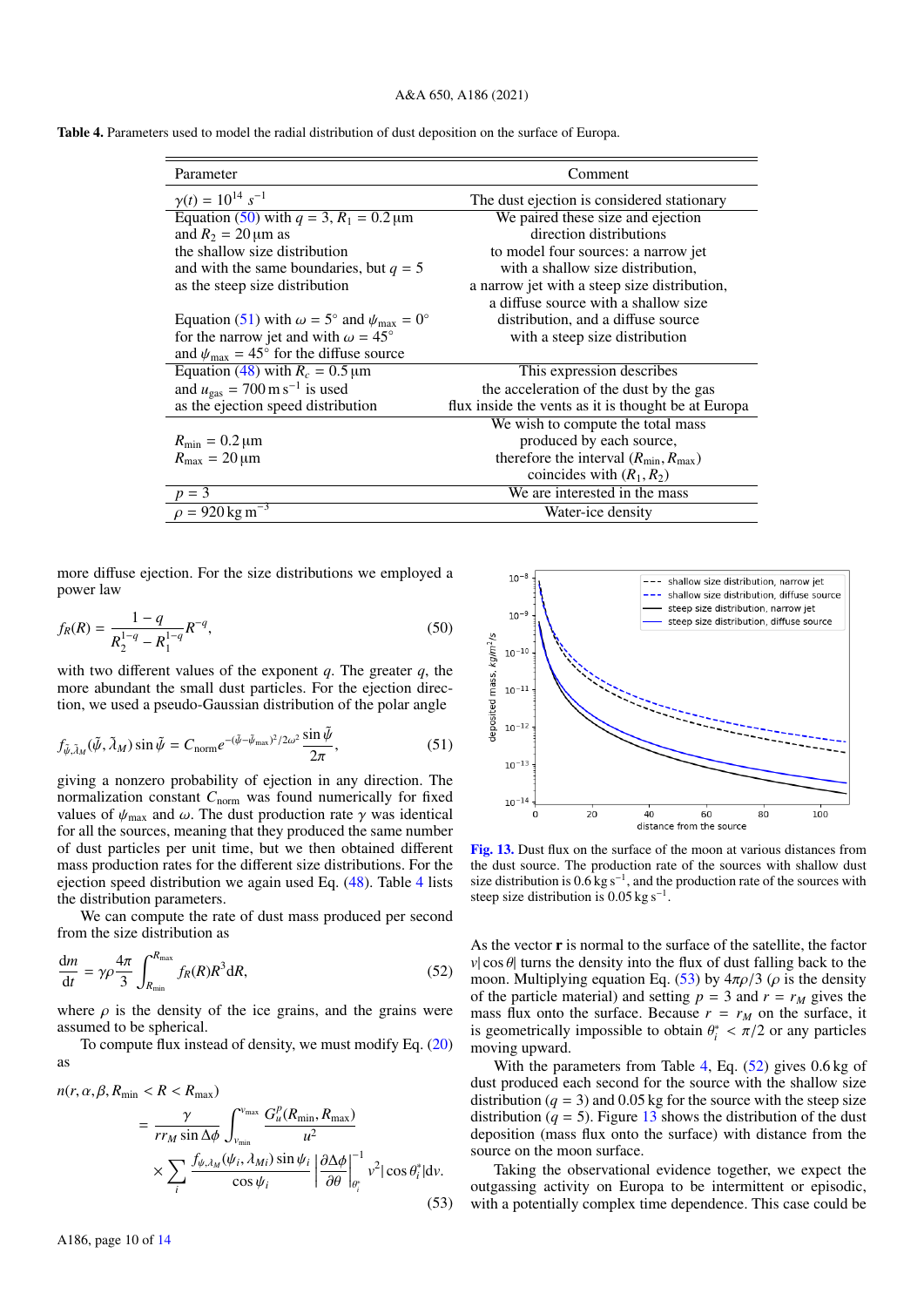**Table 4.** Parameters used to model the radial distribution of dust deposition on the surface of Europa.

| Parameter | Comment |
|---|---|
| $\gamma(t) = 10^{14}\ s^{-1}$ | The dust ejection is considered stationary |
| Equation (50) with $q = 3$, $R_1 = 0.2\,\mu$m and $R_2 = 20\,\mu$m as the shallow size distribution and with the same boundaries, but $q = 5$ as the steep size distribution  Equation (51) with $\omega = 5°$ and $\psi_{\max} = 0°$ for the narrow jet and with $\omega = 45°$ and $\psi_{\max} = 45°$ for the diffuse source | We paired these size and ejection direction distributions to model four sources: a narrow jet with a shallow size distribution, a narrow jet with a steep size distribution, a diffuse source with a shallow size distribution, and a diffuse source with a steep size distribution |
| Equation (48) with $R_c = 0.5\,\mu$m and $u_{\text{gas}} = 700\,\text{m}\,\text{s}^{-1}$ is used as the ejection speed distribution | This expression describes the acceleration of the dust by the gas flux inside the vents as it is thought be at Europa |
| $R_{\min} = 0.2\,\mu$m  $R_{\max} = 20\,\mu$m | We wish to compute the total mass produced by each source, therefore the interval $(R_{\min}, R_{\max})$ coincides with $(R_1, R_2)$ |
| $p = 3$ | We are interested in the mass |
| $\rho = 920\,\text{kg}\,\text{m}^{-3}$ | Water-ice density |

more diffuse ejection. For the size distributions we employed a power law

$$f_R(R) = \frac{1-q}{R_2^{1-q} - R_1^{1-q}} R^{-q}, \tag{50}$$

with two different values of the exponent $q$. The greater $q$, the more abundant the small dust particles. For the ejection direction, we used a pseudo-Gaussian distribution of the polar angle

$$f_{\tilde{\psi},\tilde{\lambda}_M}(\tilde{\psi}, \tilde{\lambda}_M) \sin\tilde{\psi} = C_{\text{norm}} e^{-(\tilde{\psi}-\tilde{\psi}_{\max})^2/2\omega^2} \frac{\sin\tilde{\psi}}{2\pi}, \tag{51}$$

giving a nonzero probability of ejection in any direction. The normalization constant $C_{\text{norm}}$ was found numerically for fixed values of $\psi_{\max}$ and $\omega$. The dust production rate $\gamma$ was identical for all the sources, meaning that they produced the same number of dust particles per unit time, but we then obtained different mass production rates for the different size distributions. For the ejection speed distribution we again used Eq. (48). Table 4 lists the distribution parameters.

We can compute the rate of dust mass produced per second from the size distribution as

$$\frac{\text{d}m}{\text{d}t} = \gamma\rho\frac{4\pi}{3}\int_{R_{\min}}^{R_{\max}} f_R(R) R^3 \text{d}R, \tag{52}$$

where $\rho$ is the density of the ice grains, and the grains were assumed to be spherical.

To compute flux instead of density, we must modify Eq. (20) as

$$n(r, \alpha, \beta, R_{\min} < R < R_{\max}) = \frac{\gamma}{r r_M \sin\Delta\phi}\int_{v_{\min}}^{v_{\max}} \frac{G_u^p(R_{\min}, R_{\max})}{u^2} \times \sum_i \frac{f_{\psi,\lambda_M}(\psi_i, \lambda_{Mi}) \sin\psi_i}{\cos\psi_i} \left|\frac{\partial\Delta\phi}{\partial\theta}\right|_{\theta_i^*}^{-1} v^2 |\cos\theta_i^*| \text{d}v. \tag{53}$$

Fig. 13. Dust flux on the surface of the moon at various distances from the dust source. The production rate of the sources with shallow dust size distribution is $0.6\,\text{kg}\,\text{s}^{-1}$, and the production rate of the sources with steep size distribution is $0.05\,\text{kg}\,\text{s}^{-1}$.

As the vector $\mathbf{r}$ is normal to the surface of the satellite, the factor $v|\cos\theta|$ turns the density into the flux of dust falling back to the moon. Multiplying equation Eq. (53) by $4\pi\rho/3$ ($\rho$ is the density of the particle material) and setting $p = 3$ and $r = r_M$ gives the mass flux onto the surface. Because $r = r_M$ on the surface, it is geometrically impossible to obtain $\theta_i^* < \pi/2$ or any particles moving upward.

With the parameters from Table 4, Eq. (52) gives 0.6 kg of dust produced each second for the source with the shallow size distribution ($q = 3$) and 0.05 kg for the source with the steep size distribution ($q = 5$). Figure 13 shows the distribution of the dust deposition (mass flux onto the surface) with distance from the source on the moon surface.

Taking the observational evidence together, we expect the outgassing activity on Europa to be intermittent or episodic, with a potentially complex time dependence. This case could be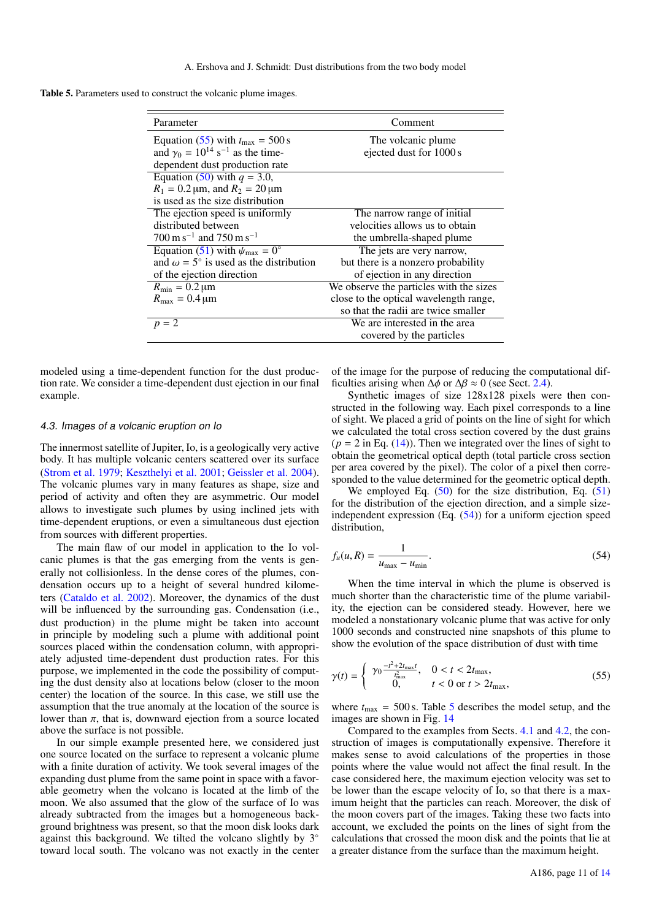**Table 5.** Parameters used to construct the volcanic plume images.

| Parameter | Comment |
|---|---|
| Equation (55) with $t_{\max} = 500\,\mathrm{s}$ and $\gamma_0 = 10^{14}\ \mathrm{s}^{-1}$ as the time-dependent dust production rate | The volcanic plume ejected dust for 1000 s |
| Equation (50) with $q = 3.0$, $R_1 = 0.2\,\mu\mathrm{m}$, and $R_2 = 20\,\mu\mathrm{m}$ is used as the size distribution | |
| The ejection speed is uniformly distributed between $700\,\mathrm{m\,s}^{-1}$ and $750\,\mathrm{m\,s}^{-1}$ | The narrow range of initial velocities allows us to obtain the umbrella-shaped plume |
| Equation (51) with $\psi_{\max} = 0^\circ$ and $\omega = 5^\circ$ is used as the distribution of the ejection direction | The jets are very narrow, but there is a nonzero probability of ejection in any direction |
| $R_{\min} = 0.2\,\mu\mathrm{m}$ $R_{\max} = 0.4\,\mu\mathrm{m}$ | We observe the particles with the sizes close to the optical wavelength range, so that the radii are twice smaller |
| $p = 2$ | We are interested in the area covered by the particles |

modeled using a time-dependent function for the dust production rate. We consider a time-dependent dust ejection in our final example.

### 4.3. Images of a volcanic eruption on Io

The innermost satellite of Jupiter, Io, is a geologically very active body. It has multiple volcanic centers scattered over its surface (Strom et al. 1979; Keszthelyi et al. 2001; Geissler et al. 2004). The volcanic plumes vary in many features as shape, size and period of activity and often they are asymmetric. Our model allows to investigate such plumes by using inclined jets with time-dependent eruptions, or even a simultaneous dust ejection from sources with different properties.

The main flaw of our model in application to the Io volcanic plumes is that the gas emerging from the vents is generally not collisionless. In the dense cores of the plumes, condensation occurs up to a height of several hundred kilometers (Cataldo et al. 2002). Moreover, the dynamics of the dust will be influenced by the surrounding gas. Condensation (i.e., dust production) in the plume might be taken into account in principle by modeling such a plume with additional point sources placed within the condensation column, with appropriately adjusted time-dependent dust production rates. For this purpose, we implemented in the code the possibility of computing the dust density also at locations below (closer to the moon center) the location of the source. In this case, we still use the assumption that the true anomaly at the location of the source is lower than $\pi$, that is, downward ejection from a source located above the surface is not possible.

In our simple example presented here, we considered just one source located on the surface to represent a volcanic plume with a finite duration of activity. We took several images of the expanding dust plume from the same point in space with a favorable geometry when the volcano is located at the limb of the moon. We also assumed that the glow of the surface of Io was already subtracted from the images but a homogeneous background brightness was present, so that the moon disk looks dark against this background. We tilted the volcano slightly by 3° toward local south. The volcano was not exactly in the center of the image for the purpose of reducing the computational difficulties arising when $\Delta\phi$ or $\Delta\beta \approx 0$ (see Sect. 2.4).

Synthetic images of size 128x128 pixels were then constructed in the following way. Each pixel corresponds to a line of sight. We placed a grid of points on the line of sight for which we calculated the total cross section covered by the dust grains ($p = 2$ in Eq. (14)). Then we integrated over the lines of sight to obtain the geometrical optical depth (total particle cross section per area covered by the pixel). The color of a pixel then corresponded to the value determined for the geometric optical depth.

We employed Eq. (50) for the size distribution, Eq. (51) for the distribution of the ejection direction, and a simple size-independent expression (Eq. (54)) for a uniform ejection speed distribution,

$$f_u(u, R) = \frac{1}{u_{\max} - u_{\min}}. \tag{54}$$

When the time interval in which the plume is observed is much shorter than the characteristic time of the plume variability, the ejection can be considered steady. However, here we modeled a nonstationary volcanic plume that was active for only 1000 seconds and constructed nine snapshots of this plume to show the evolution of the space distribution of dust with time

$$\gamma(t) = \begin{cases} \gamma_0 \frac{-t^2 + 2t_{\max}t}{t_{\max}^2}, & 0 < t < 2t_{\max}, \\ 0, & t < 0 \text{ or } t > 2t_{\max}, \end{cases} \tag{55}$$

where $t_{\max} = 500\,\mathrm{s}$. Table 5 describes the model setup, and the images are shown in Fig. 14

Compared to the examples from Sects. 4.1 and 4.2, the construction of images is computationally expensive. Therefore it makes sense to avoid calculations of the properties in those points where the value would not affect the final result. In the case considered here, the maximum ejection velocity was set to be lower than the escape velocity of Io, so that there is a maximum height that the particles can reach. Moreover, the disk of the moon covers part of the images. Taking these two facts into account, we excluded the points on the lines of sight from the calculations that crossed the moon disk and the points that lie at a greater distance from the surface than the maximum height.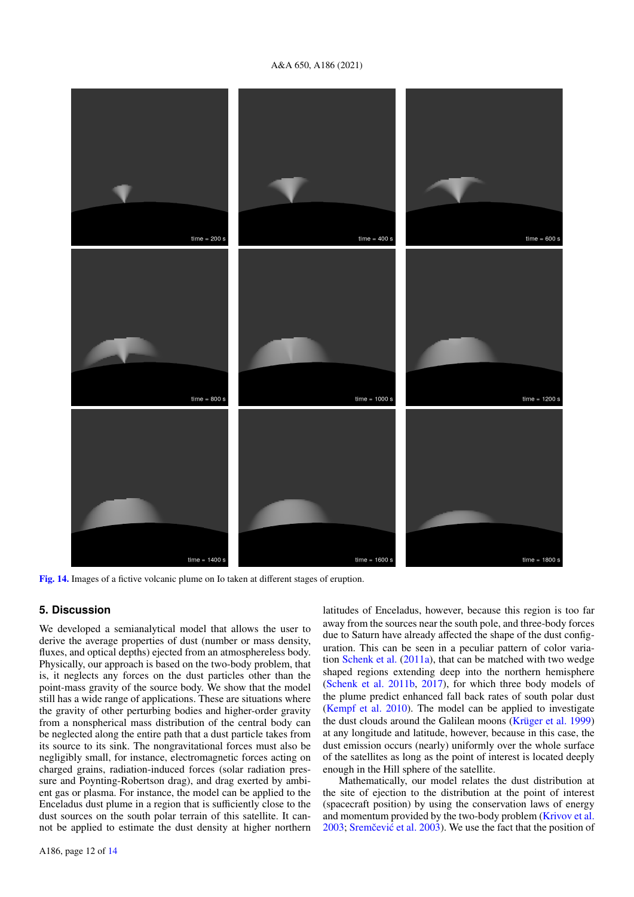Fig. 14. Images of a fictive volcanic plume on Io taken at different stages of eruption.

## 5. Discussion

We developed a semianalytical model that allows the user to derive the average properties of dust (number or mass density, fluxes, and optical depths) ejected from an atmosphereless body. Physically, our approach is based on the two-body problem, that is, it neglects any forces on the dust particles other than the point-mass gravity of the source body. We show that the model still has a wide range of applications. These are situations where the gravity of other perturbing bodies and higher-order gravity from a nonspherical mass distribution of the central body can be neglected along the entire path that a dust particle takes from its source to its sink. The nongravitational forces must also be negligibly small, for instance, electromagnetic forces acting on charged grains, radiation-induced forces (solar radiation pressure and Poynting-Robertson drag), and drag exerted by ambient gas or plasma. For instance, the model can be applied to the Enceladus dust plume in a region that is sufficiently close to the dust sources on the south polar terrain of this satellite. It cannot be applied to estimate the dust density at higher northern latitudes of Enceladus, however, because this region is too far away from the sources near the south pole, and three-body forces due to Saturn have already affected the shape of the dust configuration. This can be seen in a peculiar pattern of color variation Schenk et al. (2011a), that can be matched with two wedge shaped regions extending deep into the northern hemisphere (Schenk et al. 2011b, 2017), for which three body models of the plume predict enhanced fall back rates of south polar dust (Kempf et al. 2010). The model can be applied to investigate the dust clouds around the Galilean moons (Krüger et al. 1999) at any longitude and latitude, however, because in this case, the dust emission occurs (nearly) uniformly over the whole surface of the satellites as long as the point of interest is located deeply enough in the Hill sphere of the satellite.

Mathematically, our model relates the dust distribution at the site of ejection to the distribution at the point of interest (spacecraft position) by using the conservation laws of energy and momentum provided by the two-body problem (Krivov et al. 2003; Sremčević et al. 2003). We use the fact that the position of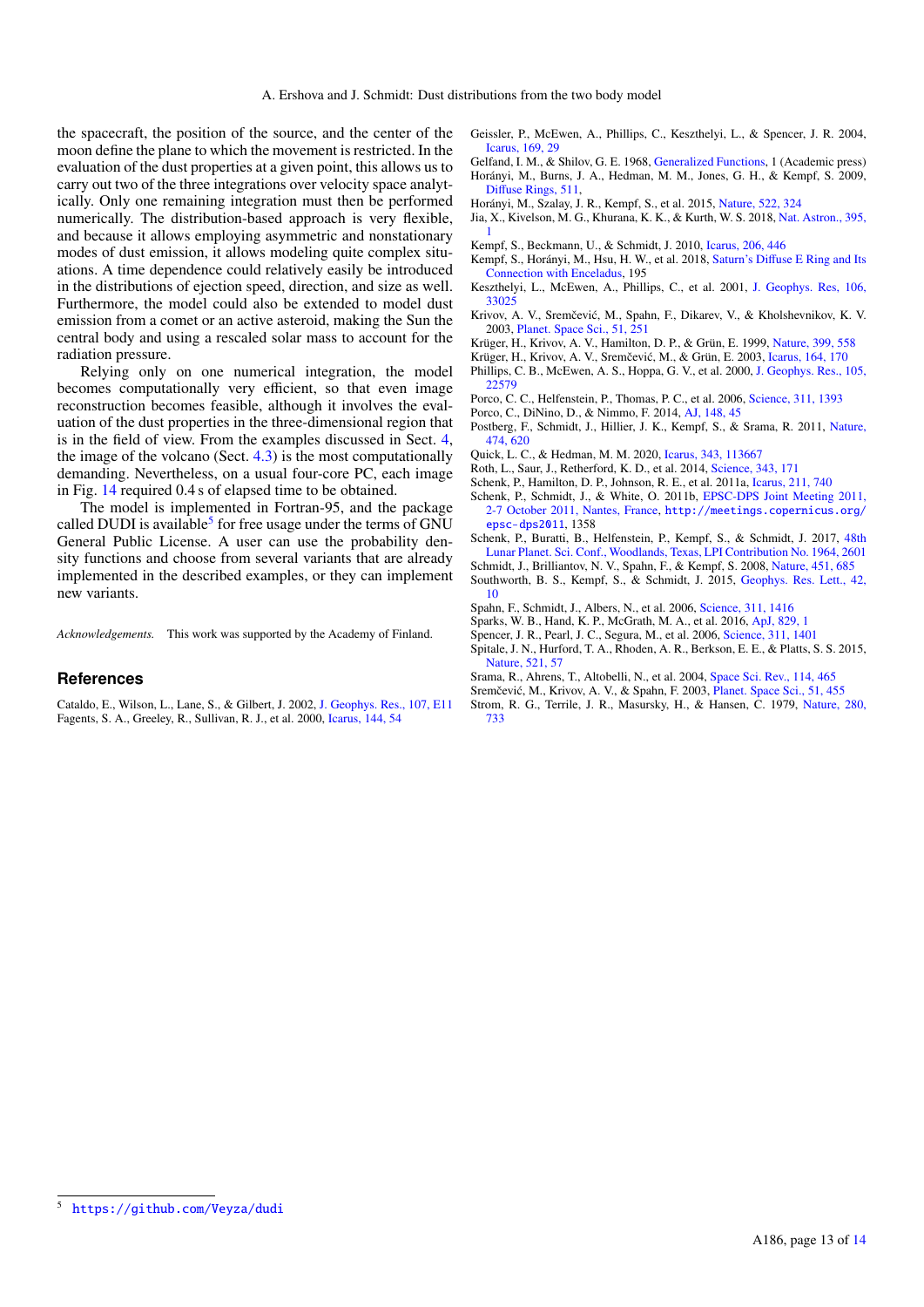the spacecraft, the position of the source, and the center of the moon define the plane to which the movement is restricted. In the evaluation of the dust properties at a given point, this allows us to carry out two of the three integrations over velocity space analytically. Only one remaining integration must then be performed numerically. The distribution-based approach is very flexible, and because it allows employing asymmetric and nonstationary modes of dust emission, it allows modeling quite complex situations. A time dependence could relatively easily be introduced in the distributions of ejection speed, direction, and size as well. Furthermore, the model could also be extended to model dust emission from a comet or an active asteroid, making the Sun the central body and using a rescaled solar mass to account for the radiation pressure.

Relying only on one numerical integration, the model becomes computationally very efficient, so that even image reconstruction becomes feasible, although it involves the evaluation of the dust properties in the three-dimensional region that is in the field of view. From the examples discussed in Sect. 4, the image of the volcano (Sect. 4.3) is the most computationally demanding. Nevertheless, on a usual four-core PC, each image in Fig. 14 required 0.4 s of elapsed time to be obtained.

The model is implemented in Fortran-95, and the package called DUDI is available[5] for free usage under the terms of GNU General Public License. A user can use the probability density functions and choose from several variants that are already implemented in the described examples, or they can implement new variants.

*Acknowledgements.* This work was supported by the Academy of Finland.

## References

Cataldo, E., Wilson, L., Lane, S., & Gilbert, J. 2002, J. Geophys. Res., 107, E11

Fagents, S. A., Greeley, R., Sullivan, R. J., et al. 2000, Icarus, 144, 54

Geissler, P., McEwen, A., Phillips, C., Keszthelyi, L., & Spencer, J. R. 2004, Icarus, 169, 29

Gelfand, I. M., & Shilov, G. E. 1968, Generalized Functions, 1 (Academic press)

Horányi, M., Burns, J. A., Hedman, M. M., Jones, G. H., & Kempf, S. 2009, Diffuse Rings, 511,

Horányi, M., Szalay, J. R., Kempf, S., et al. 2015, Nature, 522, 324

Jia, X., Kivelson, M. G., Khurana, K. K., & Kurth, W. S. 2018, Nat. Astron., 395, 1

Kempf, S., Beckmann, U., & Schmidt, J. 2010, Icarus, 206, 446

Kempf, S., Horányi, M., Hsu, H. W., et al. 2018, Saturn's Diffuse E Ring and Its Connection with Enceladus, 195

Keszthelyi, L., McEwen, A., Phillips, C., et al. 2001, J. Geophys. Res, 106, 33025

Krivov, A. V., Sremčević, M., Spahn, F., Dikarev, V., & Kholshevnikov, K. V. 2003, Planet. Space Sci., 51, 251

Krüger, H., Krivov, A. V., Hamilton, D. P., & Grün, E. 1999, Nature, 399, 558

Krüger, H., Krivov, A. V., Sremčević, M., & Grün, E. 2003, Icarus, 164, 170

Phillips, C. B., McEwen, A. S., Hoppa, G. V., et al. 2000, J. Geophys. Res., 105, 22579

Porco, C. C., Helfenstein, P., Thomas, P. C., et al. 2006, Science, 311, 1393

Porco, C., DiNino, D., & Nimmo, F. 2014, AJ, 148, 45

Postberg, F., Schmidt, J., Hillier, J. K., Kempf, S., & Srama, R. 2011, Nature, 474, 620

Quick, L. C., & Hedman, M. M. 2020, Icarus, 343, 113667

Roth, L., Saur, J., Retherford, K. D., et al. 2014, Science, 343, 171

Schenk, P., Hamilton, D. P., Johnson, R. E., et al. 2011a, Icarus, 211, 740

Schenk, P., Schmidt, J., & White, O. 2011b, EPSC-DPS Joint Meeting 2011, 2-7 October 2011, Nantes, France, http://meetings.copernicus.org/epsc-dps2011, 1358

Schenk, P., Buratti, B., Helfenstein, P., Kempf, S., & Schmidt, J. 2017, 48th Lunar Planet. Sci. Conf., Woodlands, Texas, LPI Contribution No. 1964, 2601

Schmidt, J., Brilliantov, N. V., Spahn, F., & Kempf, S. 2008, Nature, 451, 685

Southworth, B. S., Kempf, S., & Schmidt, J. 2015, Geophys. Res. Lett., 42, 10

Spahn, F., Schmidt, J., Albers, N., et al. 2006, Science, 311, 1416

Sparks, W. B., Hand, K. P., McGrath, M. A., et al. 2016, ApJ, 829, 1

Spencer, J. R., Pearl, J. C., Segura, M., et al. 2006, Science, 311, 1401

Spitale, J. N., Hurford, T. A., Rhoden, A. R., Berkson, E. E., & Platts, S. S. 2015, Nature, 521, 57

Srama, R., Ahrens, T., Altobelli, N., et al. 2004, Space Sci. Rev., 114, 465

Sremčević, M., Krivov, A. V., & Spahn, F. 2003, Planet. Space Sci., 51, 455

Strom, R. G., Terrile, J. R., Masursky, H., & Hansen, C. 1979, Nature, 280, 733

[5] https://github.com/Veyza/dudi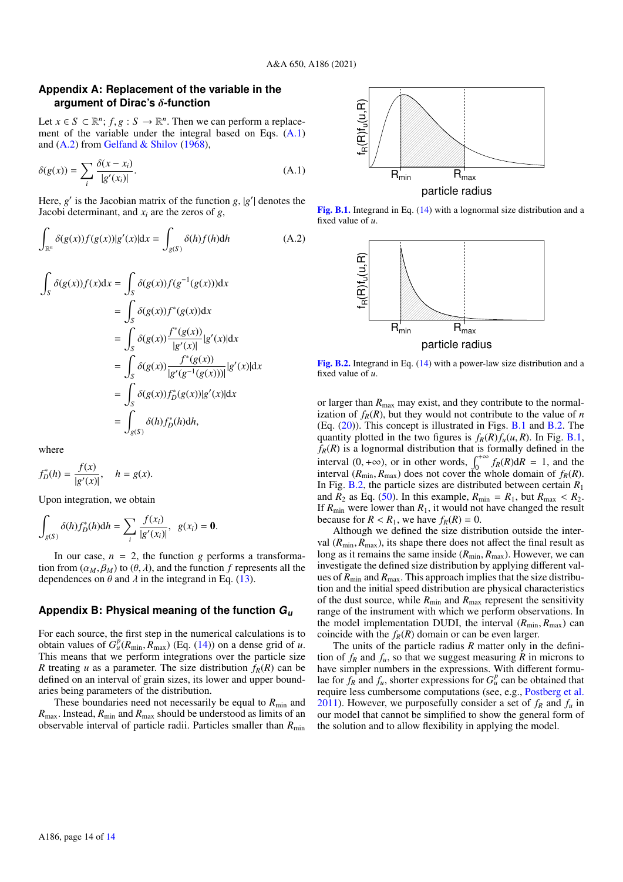## Appendix A: Replacement of the variable in the argument of Dirac's $\delta$-function

Let $x \in S \subset \mathbb{R}^n$; $f, g : S \to \mathbb{R}^n$. Then we can perform a replacement of the variable under the integral based on Eqs. (A.1) and (A.2) from Gelfand & Shilov (1968),

$$\delta(g(x)) = \sum_i \frac{\delta(x - x_i)}{|g'(x_i)|}. \tag{A.1}$$

Here, $g'$ is the Jacobian matrix of the function $g$, $|g'|$ denotes the Jacobi determinant, and $x_i$ are the zeros of $g$,

$$\int_{\mathbb{R}^n} \delta(g(x)) f(g(x)) |g'(x)| \mathrm{d}x = \int_{g(S)} \delta(h) f(h) \mathrm{d}h \tag{A.2}$$

$$\begin{aligned}
\int_S \delta(g(x)) f(x) \mathrm{d}x &= \int_S \delta(g(x)) f(g^{-1}(g(x))) \mathrm{d}x \\
&= \int_S \delta(g(x)) f^*(g(x)) \mathrm{d}x \\
&= \int_S \delta(g(x)) \frac{f^*(g(x))}{|g'(x)|} |g'(x)| \mathrm{d}x \\
&= \int_S \delta(g(x)) \frac{f^*(g(x))}{|g'(g^{-1}(g(x)))|} |g'(x)| \mathrm{d}x \\
&= \int_S \delta(g(x)) f_D^*(g(x)) |g'(x)| \mathrm{d}x \\
&= \int_{g(S)} \delta(h) f_D^*(h) \mathrm{d}h,
\end{aligned}$$

where

$$f_D^*(h) = \frac{f(x)}{|g'(x)|}, \quad h = g(x).$$

Upon integration, we obtain

$$\int_{g(S)} \delta(h) f_D^*(h) \mathrm{d}h = \sum_i \frac{f(x_i)}{|g'(x_i)|}, \quad g(x_i) = \mathbf{0}.$$

In our case, $n = 2$, the function $g$ performs a transformation from $(\alpha_M, \beta_M)$ to $(\theta, \lambda)$, and the function $f$ represents all the dependences on $\theta$ and $\lambda$ in the integrand in Eq. (13).

## Appendix B: Physical meaning of the function $G_u$

For each source, the first step in the numerical calculations is to obtain values of $G_u^p(R_{\min}, R_{\max})$ (Eq. (14)) on a dense grid of $u$. This means that we perform integrations over the particle size $R$ treating $u$ as a parameter. The size distribution $f_R(R)$ can be defined on an interval of grain sizes, its lower and upper boundaries being parameters of the distribution.

These boundaries need not necessarily be equal to $R_{\min}$ and $R_{\max}$. Instead, $R_{\min}$ and $R_{\max}$ should be understood as limits of an observable interval of particle radii. Particles smaller than $R_{\min}$ or larger than $R_{\max}$ may exist, and they contribute to the normalization of $f_R(R)$, but they would not contribute to the value of $n$ (Eq. (20)). This concept is illustrated in Figs. B.1 and B.2. The quantity plotted in the two figures is $f_R(R) f_u(u, R)$. In Fig. B.1, $f_R(R)$ is a lognormal distribution that is formally defined in the interval $(0, +\infty)$, or in other words, $\int_0^{+\infty} f_R(R) \mathrm{d}R = 1$, and the interval $(R_{\min}, R_{\max})$ does not cover the whole domain of $f_R(R)$. In Fig. B.2, the particle sizes are distributed between certain $R_1$ and $R_2$ as Eq. (50). In this example, $R_{\min} = R_1$, but $R_{\max} < R_2$. If $R_{\min}$ were lower than $R_1$, it would not have changed the result because for $R < R_1$, we have $f_R(R) = 0$.

Although we defined the size distribution outside the interval $(R_{\min}, R_{\max})$, its shape there does not affect the final result as long as it remains the same inside $(R_{\min}, R_{\max})$. However, we can investigate the size distribution by applying different values of $R_{\min}$ and $R_{\max}$. This approach implies that the size distribution and the initial speed distribution are physical characteristics of the dust source, while $R_{\min}$ and $R_{\max}$ represent the sensitivity range of the instrument with which we perform observations. In the model implementation DUDI, the interval $(R_{\min}, R_{\max})$ can coincide with the $f_R(R)$ domain or can be even larger.

The units of the particle radius $R$ matter only in the definition of $f_R$ and $f_u$, so that we suggest measuring $R$ in microns to have simpler numbers in the expressions. With different formulae for $f_R$ and $f_u$, shorter expressions for $G_u^p$ can be obtained that require less cumbersome computations (see, e.g., Postberg et al. 2011). However, we purposefully consider a set of $f_R$ and $f_u$ in our model that cannot be simplified to show the general form of the solution and to allow flexibility in applying the model.

$f_R(R)f_u(u,R)$

$R_{min}$ $R_{max}$

particle radius

**Fig. B.1.** Integrand in Eq. (14) with a lognormal size distribution and a fixed value of $u$.

$f_R(R)f_u(u,R)$

$R_{min}$ $R_{max}$

particle radius

**Fig. B.2.** Integrand in Eq. (14) with a power-law size distribution and a fixed value of $u$.